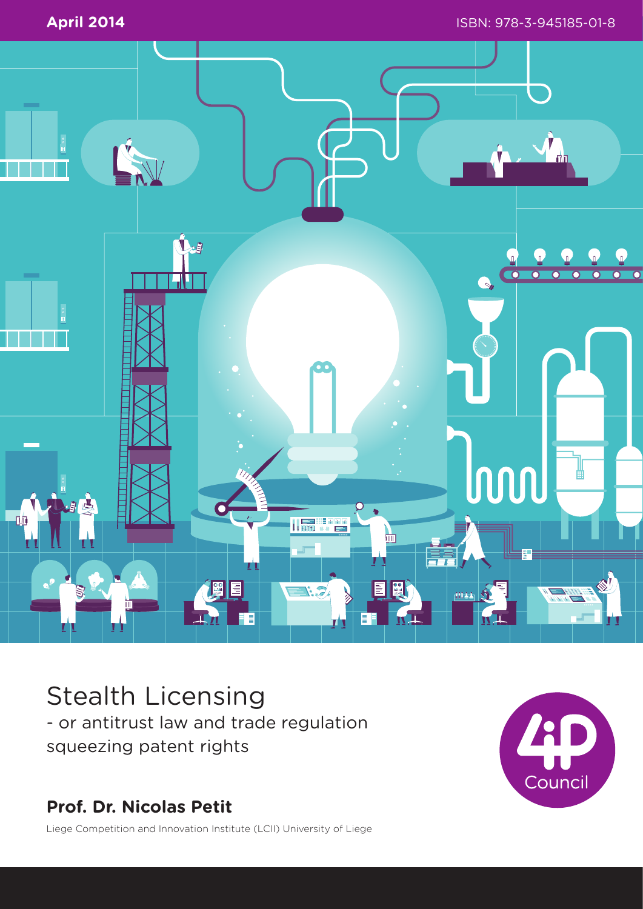April 2014

ISBN: 978-3-945185-01-8

# Stealth Licensing

## - or antitrust law and trade regulation squeezing patent rights

**Prof. Dr. Nicolas Petit**

Liege Competition and Innovation Institute (LCII) University of Liege

4iP Council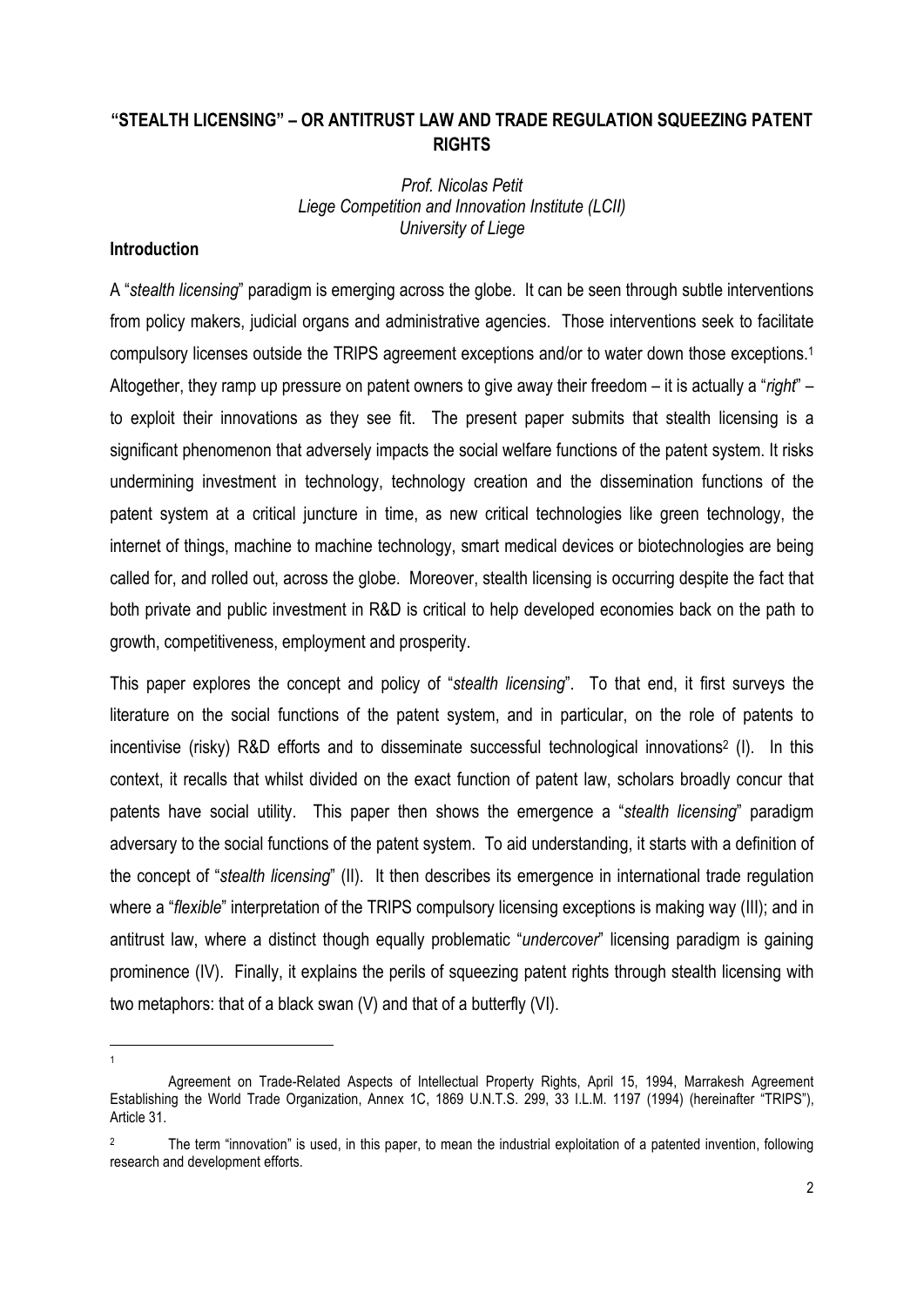## "STEALTH LICENSING" – OR ANTITRUST LAW AND TRADE REGULATION SQUEEZING PATENT RIGHTS

*Prof. Nicolas Petit*
*Liege Competition and Innovation Institute (LCII)*
*University of Liege*

### Introduction

A "*stealth licensing*" paradigm is emerging across the globe. It can be seen through subtle interventions from policy makers, judicial organs and administrative agencies. Those interventions seek to facilitate compulsory licenses outside the TRIPS agreement exceptions and/or to water down those exceptions.[1] Altogether, they ramp up pressure on patent owners to give away their freedom – it is actually a "*right*" – to exploit their innovations as they see fit. The present paper submits that stealth licensing is a significant phenomenon that adversely impacts the social welfare functions of the patent system. It risks undermining investment in technology, technology creation and the dissemination functions of the patent system at a critical juncture in time, as new critical technologies like green technology, the internet of things, machine to machine technology, smart medical devices or biotechnologies are being called for, and rolled out, across the globe. Moreover, stealth licensing is occurring despite the fact that both private and public investment in R&D is critical to help developed economies back on the path to growth, competitiveness, employment and prosperity.

This paper explores the concept and policy of "*stealth licensing*". To that end, it first surveys the literature on the social functions of the patent system, and in particular, on the role of patents to incentivise (risky) R&D efforts and to disseminate successful technological innovations[2] (I). In this context, it recalls that whilst divided on the exact function of patent law, scholars broadly concur that patents have social utility. This paper then shows the emergence a "*stealth licensing*" paradigm adversary to the social functions of the patent system. To aid understanding, it starts with a definition of the concept of "*stealth licensing*" (II). It then describes its emergence in international trade regulation where a "*flexible*" interpretation of the TRIPS compulsory licensing exceptions is making way (III); and in antitrust law, where a distinct though equally problematic "*undercover*" licensing paradigm is gaining prominence (IV). Finally, it explains the perils of squeezing patent rights through stealth licensing with two metaphors: that of a black swan (V) and that of a butterfly (VI).

---

[1] Agreement on Trade-Related Aspects of Intellectual Property Rights, April 15, 1994, Marrakesh Agreement Establishing the World Trade Organization, Annex 1C, 1869 U.N.T.S. 299, 33 I.L.M. 1197 (1994) (hereinafter "TRIPS"), Article 31.

[2] The term "innovation" is used, in this paper, to mean the industrial exploitation of a patented invention, following research and development efforts.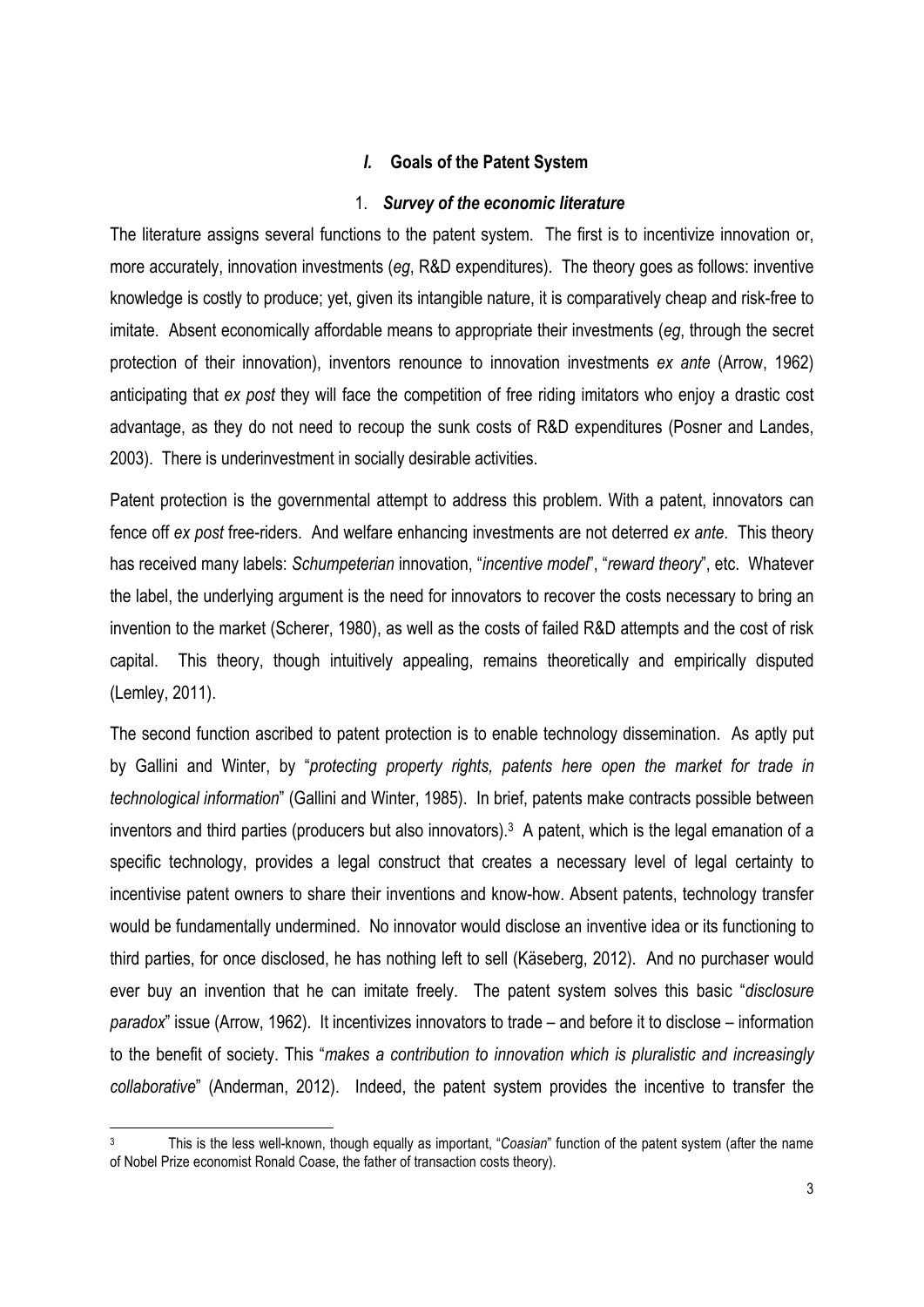## *I.* Goals of the Patent System

### 1. *Survey of the economic literature*

The literature assigns several functions to the patent system. The first is to incentivize innovation or, more accurately, innovation investments (*eg*, R&D expenditures). The theory goes as follows: inventive knowledge is costly to produce; yet, given its intangible nature, it is comparatively cheap and risk-free to imitate. Absent economically affordable means to appropriate their investments (*eg*, through the secret protection of their innovation), inventors renounce to innovation investments *ex ante* (Arrow, 1962) anticipating that *ex post* they will face the competition of free riding imitators who enjoy a drastic cost advantage, as they do not need to recoup the sunk costs of R&D expenditures (Posner and Landes, 2003). There is underinvestment in socially desirable activities.

Patent protection is the governmental attempt to address this problem. With a patent, innovators can fence off *ex post* free-riders. And welfare enhancing investments are not deterred *ex ante*. This theory has received many labels: *Schumpeterian* innovation, "*incentive model*", "*reward theory*", etc. Whatever the label, the underlying argument is the need for innovators to recover the costs necessary to bring an invention to the market (Scherer, 1980), as well as the costs of failed R&D attempts and the cost of risk capital. This theory, though intuitively appealing, remains theoretically and empirically disputed (Lemley, 2011).

The second function ascribed to patent protection is to enable technology dissemination. As aptly put by Gallini and Winter, by "*protecting property rights, patents here open the market for trade in technological information*" (Gallini and Winter, 1985). In brief, patents make contracts possible between inventors and third parties (producers but also innovators).[3] A patent, which is the legal emanation of a specific technology, provides a legal construct that creates a necessary level of legal certainty to incentivise patent owners to share their inventions and know-how. Absent patents, technology transfer would be fundamentally undermined. No innovator would disclose an inventive idea or its functioning to third parties, for once disclosed, he has nothing left to sell (Käseberg, 2012). And no purchaser would ever buy an invention that he can imitate freely. The patent system solves this basic "*disclosure paradox*" issue (Arrow, 1962). It incentivizes innovators to trade – and before it to disclose – information to the benefit of society. This "*makes a contribution to innovation which is pluralistic and increasingly collaborative*" (Anderman, 2012). Indeed, the patent system provides the incentive to transfer the

[3] This is the less well-known, though equally as important, "*Coasian*" function of the patent system (after the name of Nobel Prize economist Ronald Coase, the father of transaction costs theory).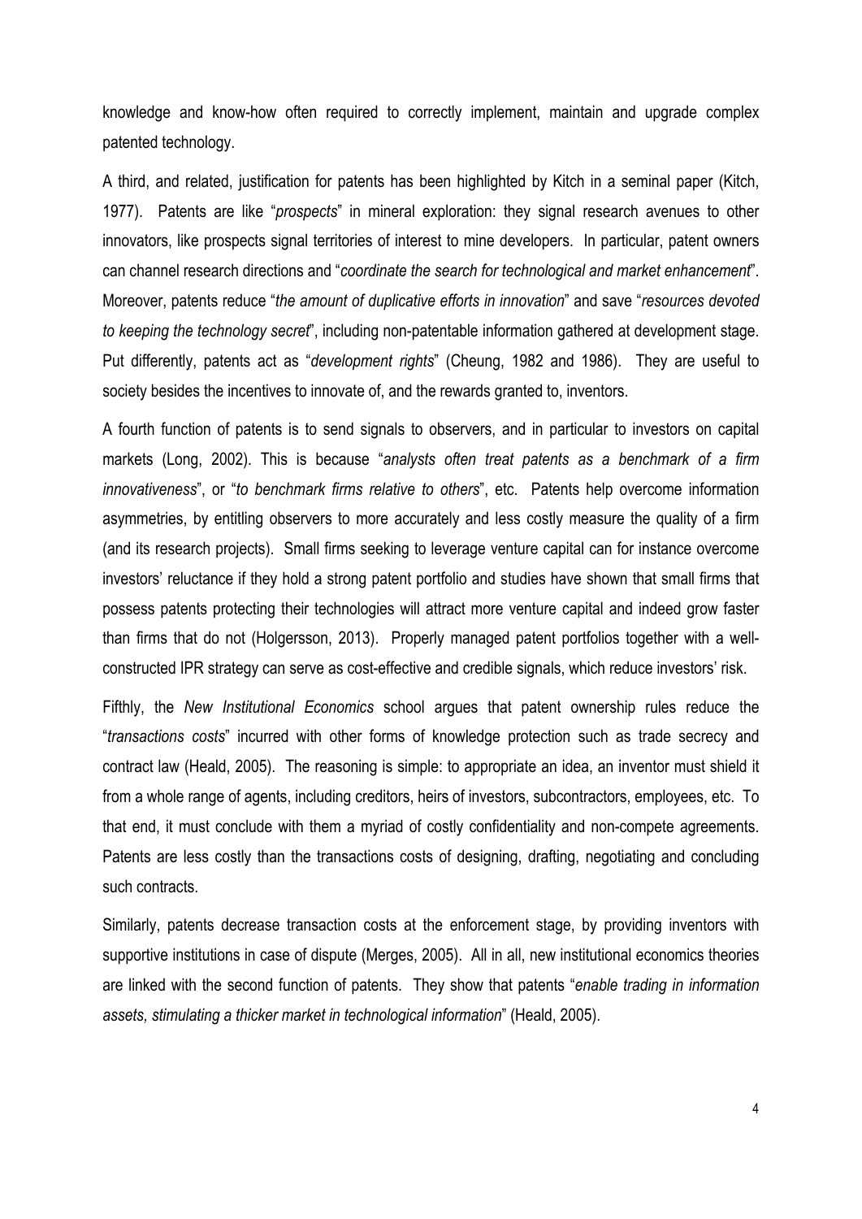knowledge and know-how often required to correctly implement, maintain and upgrade complex patented technology.

A third, and related, justification for patents has been highlighted by Kitch in a seminal paper (Kitch, 1977). Patents are like "*prospects*" in mineral exploration: they signal research avenues to other innovators, like prospects signal territories of interest to mine developers. In particular, patent owners can channel research directions and "*coordinate the search for technological and market enhancement*". Moreover, patents reduce "*the amount of duplicative efforts in innovation*" and save "*resources devoted to keeping the technology secret*", including non-patentable information gathered at development stage. Put differently, patents act as "*development rights*" (Cheung, 1982 and 1986). They are useful to society besides the incentives to innovate of, and the rewards granted to, inventors.

A fourth function of patents is to send signals to observers, and in particular to investors on capital markets (Long, 2002). This is because "*analysts often treat patents as a benchmark of a firm innovativeness*", or "*to benchmark firms relative to others*", etc. Patents help overcome information asymmetries, by entitling observers to more accurately and less costly measure the quality of a firm (and its research projects). Small firms seeking to leverage venture capital can for instance overcome investors' reluctance if they hold a strong patent portfolio and studies have shown that small firms that possess patents protecting their technologies will attract more venture capital and indeed grow faster than firms that do not (Holgersson, 2013). Properly managed patent portfolios together with a well-constructed IPR strategy can serve as cost-effective and credible signals, which reduce investors' risk.

Fifthly, the *New Institutional Economics* school argues that patent ownership rules reduce the "*transactions costs*" incurred with other forms of knowledge protection such as trade secrecy and contract law (Heald, 2005). The reasoning is simple: to appropriate an idea, an inventor must shield it from a whole range of agents, including creditors, heirs of investors, subcontractors, employees, etc. To that end, it must conclude with them a myriad of costly confidentiality and non-compete agreements. Patents are less costly than the transactions costs of designing, drafting, negotiating and concluding such contracts.

Similarly, patents decrease transaction costs at the enforcement stage, by providing inventors with supportive institutions in case of dispute (Merges, 2005). All in all, new institutional economics theories are linked with the second function of patents. They show that patents "*enable trading in information assets, stimulating a thicker market in technological information*" (Heald, 2005).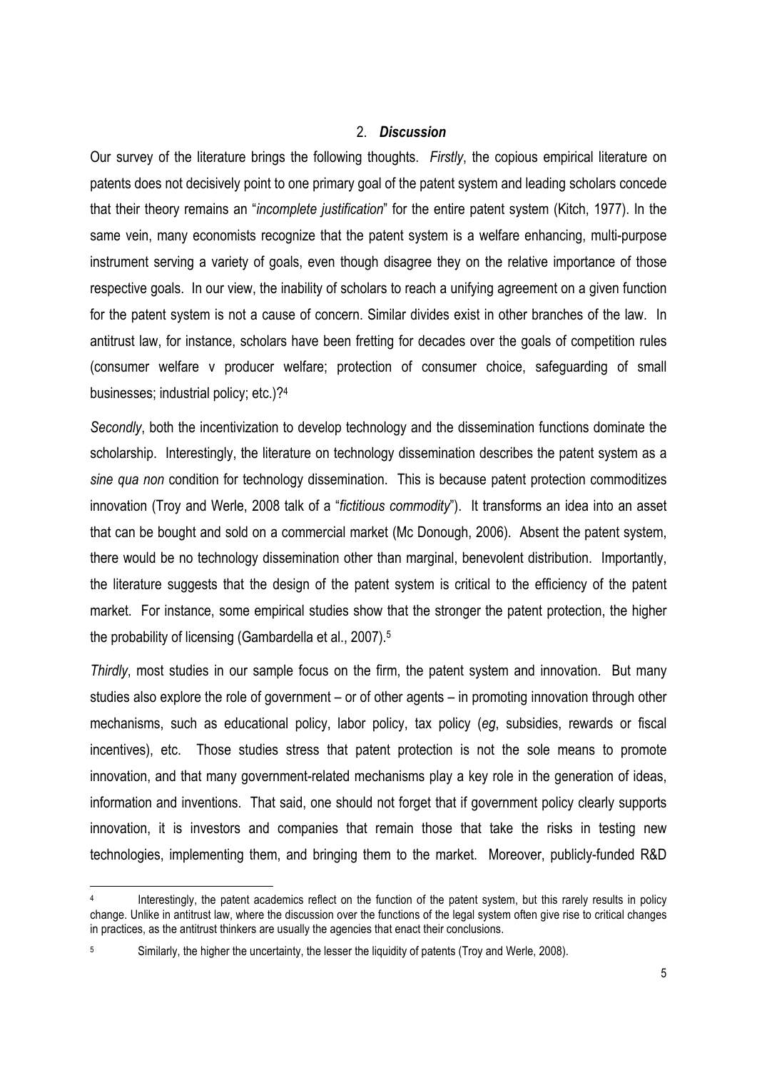## 2. *Discussion*

Our survey of the literature brings the following thoughts. *Firstly*, the copious empirical literature on patents does not decisively point to one primary goal of the patent system and leading scholars concede that their theory remains an "*incomplete justification*" for the entire patent system (Kitch, 1977). In the same vein, many economists recognize that the patent system is a welfare enhancing, multi-purpose instrument serving a variety of goals, even though disagree they on the relative importance of those respective goals. In our view, the inability of scholars to reach a unifying agreement on a given function for the patent system is not a cause of concern. Similar divides exist in other branches of the law. In antitrust law, for instance, scholars have been fretting for decades over the goals of competition rules (consumer welfare v producer welfare; protection of consumer choice, safeguarding of small businesses; industrial policy; etc.)?[4]

*Secondly*, both the incentivization to develop technology and the dissemination functions dominate the scholarship. Interestingly, the literature on technology dissemination describes the patent system as a *sine qua non* condition for technology dissemination. This is because patent protection commoditizes innovation (Troy and Werle, 2008 talk of a "*fictitious commodity*"). It transforms an idea into an asset that can be bought and sold on a commercial market (Mc Donough, 2006). Absent the patent system, there would be no technology dissemination other than marginal, benevolent distribution. Importantly, the literature suggests that the design of the patent system is critical to the efficiency of the patent market. For instance, some empirical studies show that the stronger the patent protection, the higher the probability of licensing (Gambardella et al., 2007).[5]

*Thirdly*, most studies in our sample focus on the firm, the patent system and innovation. But many studies also explore the role of government – or of other agents – in promoting innovation through other mechanisms, such as educational policy, labor policy, tax policy (*eg*, subsidies, rewards or fiscal incentives), etc. Those studies stress that patent protection is not the sole means to promote innovation, and that many government-related mechanisms play a key role in the generation of ideas, information and inventions. That said, one should not forget that if government policy clearly supports innovation, it is investors and companies that remain those that take the risks in testing new technologies, implementing them, and bringing them to the market. Moreover, publicly-funded R&D

---

[4] Interestingly, the patent academics reflect on the function of the patent system, but this rarely results in policy change. Unlike in antitrust law, where the discussion over the functions of the legal system often give rise to critical changes in practices, as the antitrust thinkers are usually the agencies that enact their conclusions.

[5] Similarly, the higher the uncertainty, the lesser the liquidity of patents (Troy and Werle, 2008).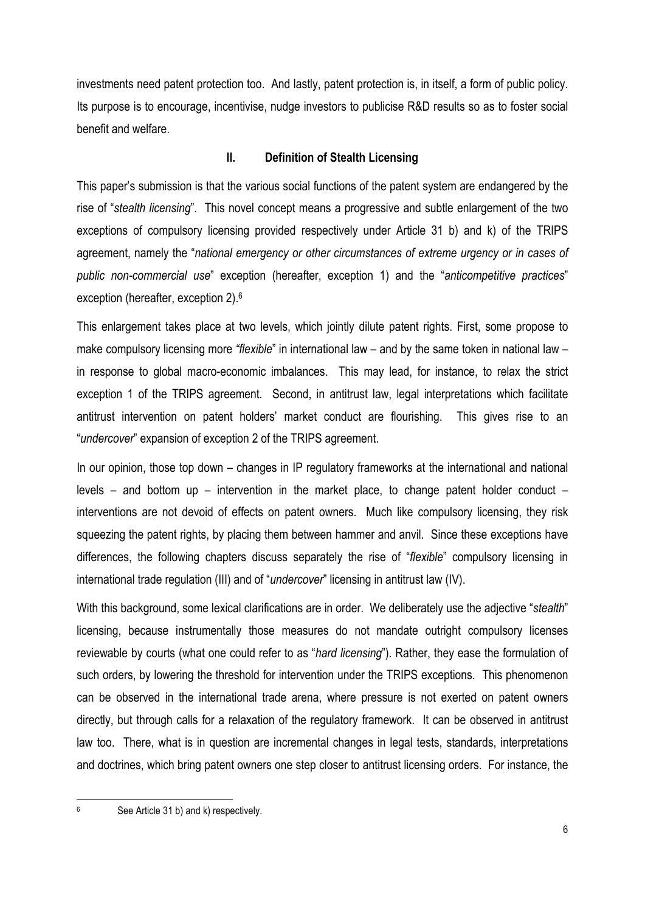investments need patent protection too. And lastly, patent protection is, in itself, a form of public policy. Its purpose is to encourage, incentivise, nudge investors to publicise R&D results so as to foster social benefit and welfare.

## II. Definition of Stealth Licensing

This paper's submission is that the various social functions of the patent system are endangered by the rise of "*stealth licensing*". This novel concept means a progressive and subtle enlargement of the two exceptions of compulsory licensing provided respectively under Article 31 b) and k) of the TRIPS agreement, namely the "*national emergency or other circumstances of extreme urgency or in cases of public non-commercial use*" exception (hereafter, exception 1) and the "*anticompetitive practices*" exception (hereafter, exception 2).[6]

This enlargement takes place at two levels, which jointly dilute patent rights. First, some propose to make compulsory licensing more *"flexible*" in international law – and by the same token in national law – in response to global macro-economic imbalances. This may lead, for instance, to relax the strict exception 1 of the TRIPS agreement. Second, in antitrust law, legal interpretations which facilitate antitrust intervention on patent holders' market conduct are flourishing. This gives rise to an "*undercover*" expansion of exception 2 of the TRIPS agreement.

In our opinion, those top down – changes in IP regulatory frameworks at the international and national levels – and bottom up – intervention in the market place, to change patent holder conduct – interventions are not devoid of effects on patent owners. Much like compulsory licensing, they risk squeezing the patent rights, by placing them between hammer and anvil. Since these exceptions have differences, the following chapters discuss separately the rise of "*flexible*" compulsory licensing in international trade regulation (III) and of "*undercover*" licensing in antitrust law (IV).

With this background, some lexical clarifications are in order. We deliberately use the adjective "*stealth*" licensing, because instrumentally those measures do not mandate outright compulsory licenses reviewable by courts (what one could refer to as "*hard licensing*"). Rather, they ease the formulation of such orders, by lowering the threshold for intervention under the TRIPS exceptions. This phenomenon can be observed in the international trade arena, where pressure is not exerted on patent owners directly, but through calls for a relaxation of the regulatory framework. It can be observed in antitrust law too. There, what is in question are incremental changes in legal tests, standards, interpretations and doctrines, which bring patent owners one step closer to antitrust licensing orders. For instance, the

---

[6] See Article 31 b) and k) respectively.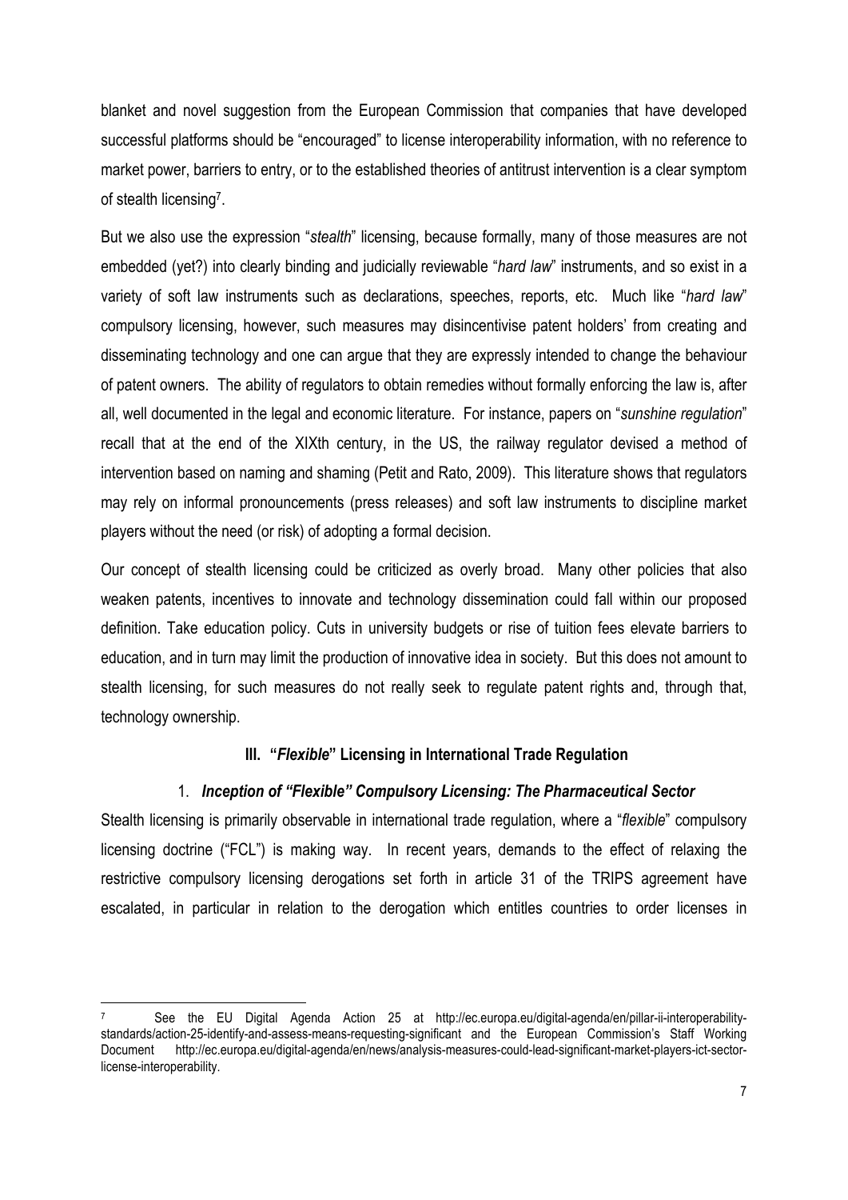blanket and novel suggestion from the European Commission that companies that have developed successful platforms should be "encouraged" to license interoperability information, with no reference to market power, barriers to entry, or to the established theories of antitrust intervention is a clear symptom of stealth licensing[7].

But we also use the expression "*stealth*" licensing, because formally, many of those measures are not embedded (yet?) into clearly binding and judicially reviewable "*hard law*" instruments, and so exist in a variety of soft law instruments such as declarations, speeches, reports, etc. Much like "*hard law*" compulsory licensing, however, such measures may disincentivise patent holders' from creating and disseminating technology and one can argue that they are expressly intended to change the behaviour of patent owners. The ability of regulators to obtain remedies without formally enforcing the law is, after all, well documented in the legal and economic literature. For instance, papers on "*sunshine regulation*" recall that at the end of the XIXth century, in the US, the railway regulator devised a method of intervention based on naming and shaming (Petit and Rato, 2009). This literature shows that regulators may rely on informal pronouncements (press releases) and soft law instruments to discipline market players without the need (or risk) of adopting a formal decision.

Our concept of stealth licensing could be criticized as overly broad. Many other policies that also weaken patents, incentives to innovate and technology dissemination could fall within our proposed definition. Take education policy. Cuts in university budgets or rise of tuition fees elevate barriers to education, and in turn may limit the production of innovative idea in society. But this does not amount to stealth licensing, for such measures do not really seek to regulate patent rights and, through that, technology ownership.

## III. "*Flexible*" Licensing in International Trade Regulation

### 1. *Inception of "Flexible" Compulsory Licensing: The Pharmaceutical Sector*

Stealth licensing is primarily observable in international trade regulation, where a "*flexible*" compulsory licensing doctrine ("FCL") is making way. In recent years, demands to the effect of relaxing the restrictive compulsory licensing derogations set forth in article 31 of the TRIPS agreement have escalated, in particular in relation to the derogation which entitles countries to order licenses in

---

[7] See the EU Digital Agenda Action 25 at http://ec.europa.eu/digital-agenda/en/pillar-ii-interoperability-standards/action-25-identify-and-assess-means-requesting-significant and the European Commission's Staff Working Document http://ec.europa.eu/digital-agenda/en/news/analysis-measures-could-lead-significant-market-players-ict-sector-license-interoperability.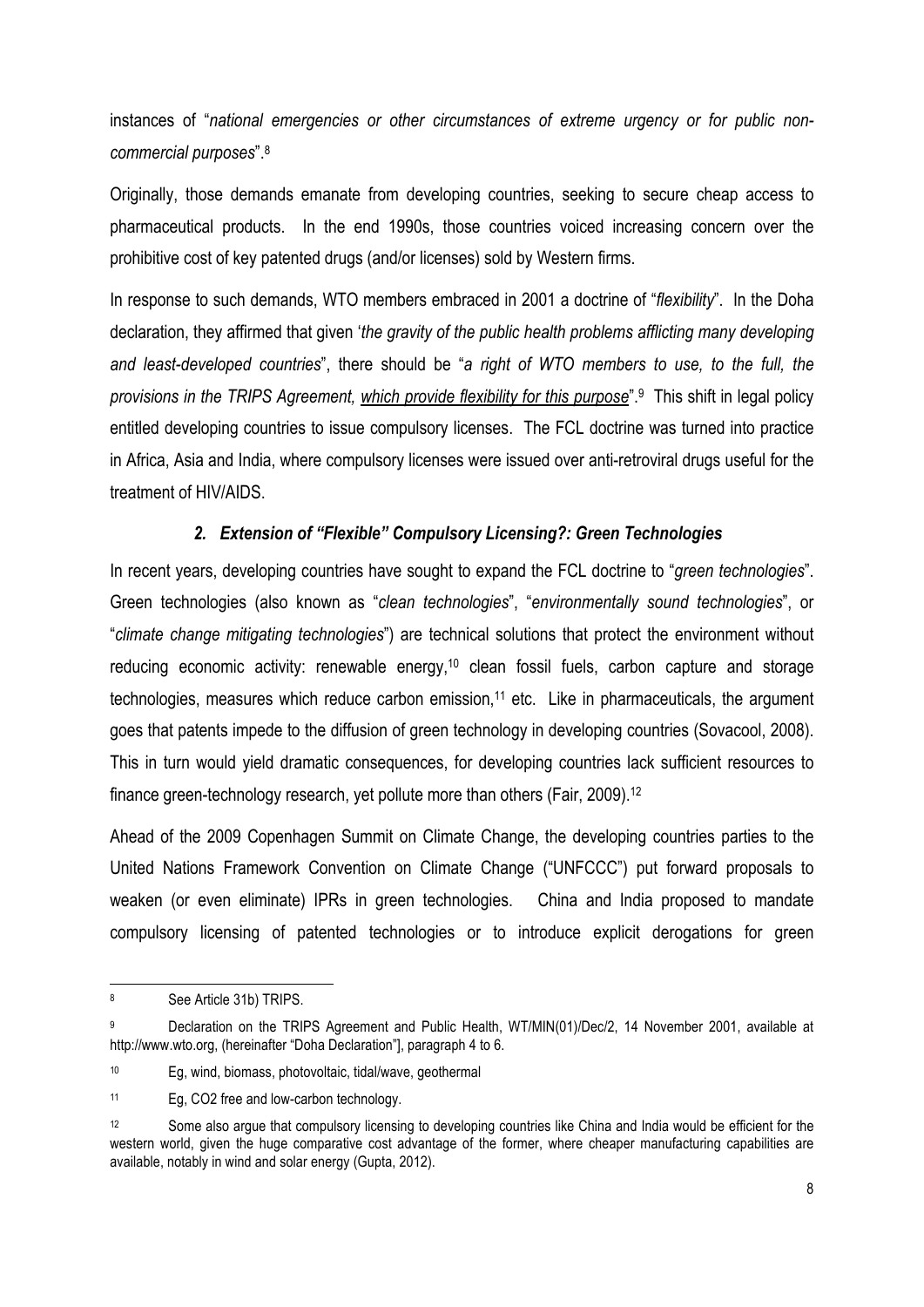instances of "*national emergencies or other circumstances of extreme urgency or for public non-commercial purposes*".[8]

Originally, those demands emanate from developing countries, seeking to secure cheap access to pharmaceutical products. In the end 1990s, those countries voiced increasing concern over the prohibitive cost of key patented drugs (and/or licenses) sold by Western firms.

In response to such demands, WTO members embraced in 2001 a doctrine of "*flexibility*". In the Doha declaration, they affirmed that given '*the gravity of the public health problems afflicting many developing and least-developed countries*", there should be "*a right of WTO members to use, to the full, the provisions in the TRIPS Agreement, <u>which provide flexibility for this purpose</u>*".[9] This shift in legal policy entitled developing countries to issue compulsory licenses. The FCL doctrine was turned into practice in Africa, Asia and India, where compulsory licenses were issued over anti-retroviral drugs useful for the treatment of HIV/AIDS.

### *2. Extension of "Flexible" Compulsory Licensing?: Green Technologies*

In recent years, developing countries have sought to expand the FCL doctrine to "*green technologies*". Green technologies (also known as "*clean technologies*", "*environmentally sound technologies*", or "*climate change mitigating technologies*") are technical solutions that protect the environment without reducing economic activity: renewable energy,[10] clean fossil fuels, carbon capture and storage technologies, measures which reduce carbon emission,[11] etc. Like in pharmaceuticals, the argument goes that patents impede to the diffusion of green technology in developing countries (Sovacool, 2008). This in turn would yield dramatic consequences, for developing countries lack sufficient resources to finance green-technology research, yet pollute more than others (Fair, 2009).[12]

Ahead of the 2009 Copenhagen Summit on Climate Change, the developing countries parties to the United Nations Framework Convention on Climate Change ("UNFCCC") put forward proposals to weaken (or even eliminate) IPRs in green technologies. China and India proposed to mandate compulsory licensing of patented technologies or to introduce explicit derogations for green

---

[8] See Article 31b) TRIPS.

[9] Declaration on the TRIPS Agreement and Public Health, WT/MIN(01)/Dec/2, 14 November 2001, available at http://www.wto.org, (hereinafter "Doha Declaration"], paragraph 4 to 6.

[10] Eg, wind, biomass, photovoltaic, tidal/wave, geothermal

[11] Eg, CO2 free and low-carbon technology.

[12] Some also argue that compulsory licensing to developing countries like China and India would be efficient for the western world, given the huge comparative cost advantage of the former, where cheaper manufacturing capabilities are available, notably in wind and solar energy (Gupta, 2012).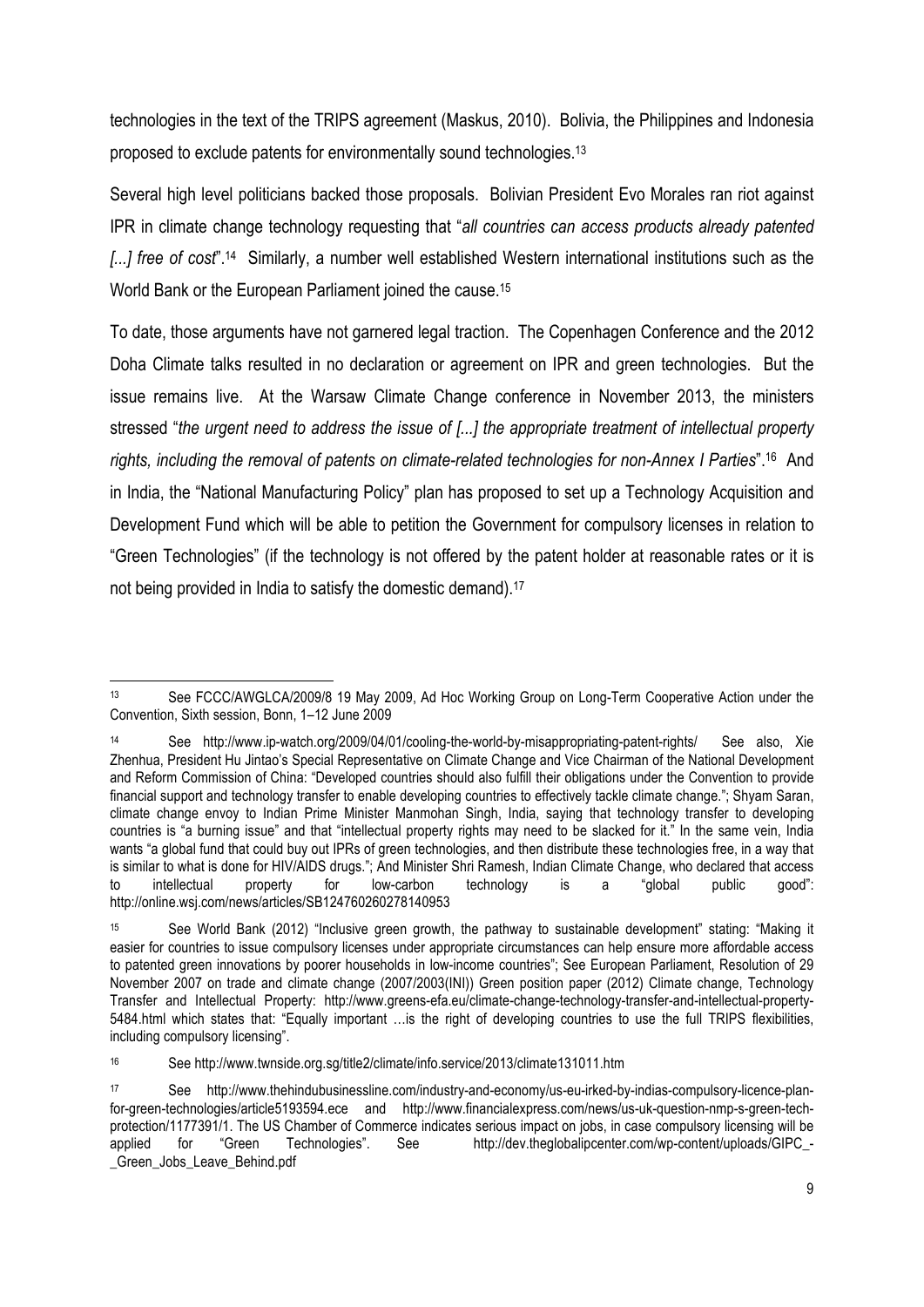technologies in the text of the TRIPS agreement (Maskus, 2010). Bolivia, the Philippines and Indonesia proposed to exclude patents for environmentally sound technologies.[13]

Several high level politicians backed those proposals. Bolivian President Evo Morales ran riot against IPR in climate change technology requesting that "*all countries can access products already patented [...] free of cost*".[14] Similarly, a number well established Western international institutions such as the World Bank or the European Parliament joined the cause.[15]

To date, those arguments have not garnered legal traction. The Copenhagen Conference and the 2012 Doha Climate talks resulted in no declaration or agreement on IPR and green technologies. But the issue remains live. At the Warsaw Climate Change conference in November 2013, the ministers stressed "*the urgent need to address the issue of [...] the appropriate treatment of intellectual property rights, including the removal of patents on climate-related technologies for non-Annex I Parties*".[16] And in India, the "National Manufacturing Policy" plan has proposed to set up a Technology Acquisition and Development Fund which will be able to petition the Government for compulsory licenses in relation to "Green Technologies" (if the technology is not offered by the patent holder at reasonable rates or it is not being provided in India to satisfy the domestic demand).[17]

---

[13] See FCCC/AWGLCA/2009/8 19 May 2009, Ad Hoc Working Group on Long-Term Cooperative Action under the Convention, Sixth session, Bonn, 1–12 June 2009

[14] See http://www.ip-watch.org/2009/04/01/cooling-the-world-by-misappropriating-patent-rights/ See also, Xie Zhenhua, President Hu Jintao's Special Representative on Climate Change and Vice Chairman of the National Development and Reform Commission of China: "Developed countries should also fulfill their obligations under the Convention to provide financial support and technology transfer to enable developing countries to effectively tackle climate change."; Shyam Saran, climate change envoy to Indian Prime Minister Manmohan Singh, India, saying that technology transfer to developing countries is "a burning issue" and that "intellectual property rights may need to be slacked for it." In the same vein, India wants "a global fund that could buy out IPRs of green technologies, and then distribute these technologies free, in a way that is similar to what is done for HIV/AIDS drugs."; And Minister Shri Ramesh, Indian Climate Change, who declared that access to intellectual property for low-carbon technology is a "global public good": http://online.wsj.com/news/articles/SB124760260278140953

[15] See World Bank (2012) "Inclusive green growth, the pathway to sustainable development" stating: "Making it easier for countries to issue compulsory licenses under appropriate circumstances can help ensure more affordable access to patented green innovations by poorer households in low-income countries"; See European Parliament, Resolution of 29 November 2007 on trade and climate change (2007/2003(INI)) Green position paper (2012) Climate change, Technology Transfer and Intellectual Property: http://www.greens-efa.eu/climate-change-technology-transfer-and-intellectual-property-5484.html which states that: "Equally important …is the right of developing countries to use the full TRIPS flexibilities, including compulsory licensing".

[16] See http://www.twnside.org.sg/title2/climate/info.service/2013/climate131011.htm

[17] See http://www.thehindubusinessline.com/industry-and-economy/us-eu-irked-by-indias-compulsory-licence-plan-for-green-technologies/article5193594.ece and http://www.financialexpress.com/news/us-uk-question-nmp-s-green-tech-protection/1177391/1. The US Chamber of Commerce indicates serious impact on jobs, in case compulsory licensing will be applied for "Green Technologies". See http://dev.theglobalipcenter.com/wp-content/uploads/GIPC_-_Green_Jobs_Leave_Behind.pdf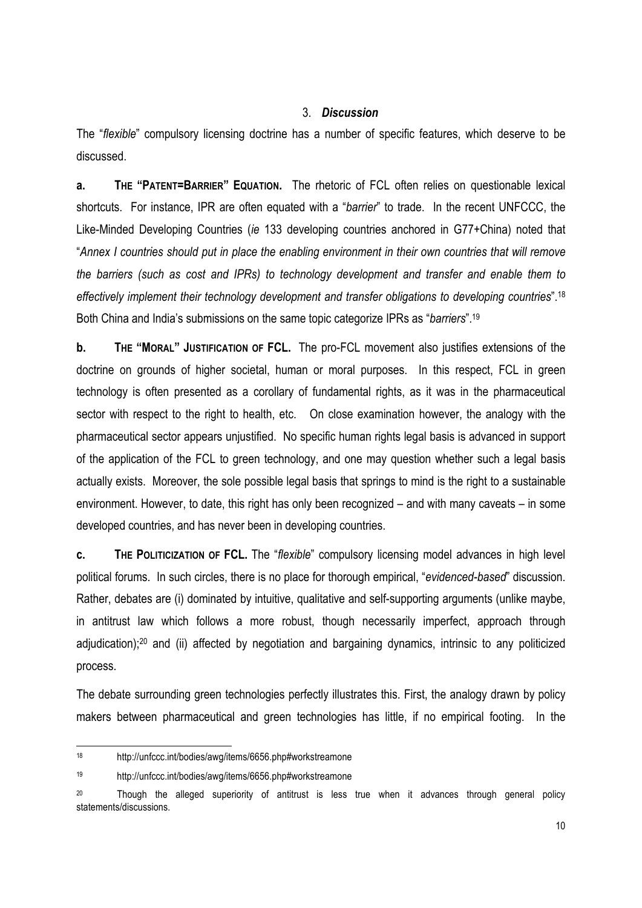### 3. *Discussion*

The "*flexible*" compulsory licensing doctrine has a number of specific features, which deserve to be discussed.

**a. THE "PATENT=BARRIER" EQUATION.** The rhetoric of FCL often relies on questionable lexical shortcuts. For instance, IPR are often equated with a "*barrier*" to trade. In the recent UNFCCC, the Like-Minded Developing Countries (*ie* 133 developing countries anchored in G77+China) noted that "*Annex I countries should put in place the enabling environment in their own countries that will remove the barriers (such as cost and IPRs) to technology development and transfer and enable them to effectively implement their technology development and transfer obligations to developing countries*".[18] Both China and India's submissions on the same topic categorize IPRs as "*barriers*".[19]

**b. THE "MORAL" JUSTIFICATION OF FCL.** The pro-FCL movement also justifies extensions of the doctrine on grounds of higher societal, human or moral purposes. In this respect, FCL in green technology is often presented as a corollary of fundamental rights, as it was in the pharmaceutical sector with respect to the right to health, etc. On close examination however, the analogy with the pharmaceutical sector appears unjustified. No specific human rights legal basis is advanced in support of the application of the FCL to green technology, and one may question whether such a legal basis actually exists. Moreover, the sole possible legal basis that springs to mind is the right to a sustainable environment. However, to date, this right has only been recognized – and with many caveats – in some developed countries, and has never been in developing countries.

**c. THE POLITICIZATION OF FCL.** The "*flexible*" compulsory licensing model advances in high level political forums. In such circles, there is no place for thorough empirical, "*evidenced-based*" discussion. Rather, debates are (i) dominated by intuitive, qualitative and self-supporting arguments (unlike maybe, in antitrust law which follows a more robust, though necessarily imperfect, approach through adjudication);[20] and (ii) affected by negotiation and bargaining dynamics, intrinsic to any politicized process.

The debate surrounding green technologies perfectly illustrates this. First, the analogy drawn by policy makers between pharmaceutical and green technologies has little, if no empirical footing. In the

---

[18] http://unfccc.int/bodies/awg/items/6656.php#workstreamone

[19] http://unfccc.int/bodies/awg/items/6656.php#workstreamone

[20] Though the alleged superiority of antitrust is less true when it advances through general policy statements/discussions.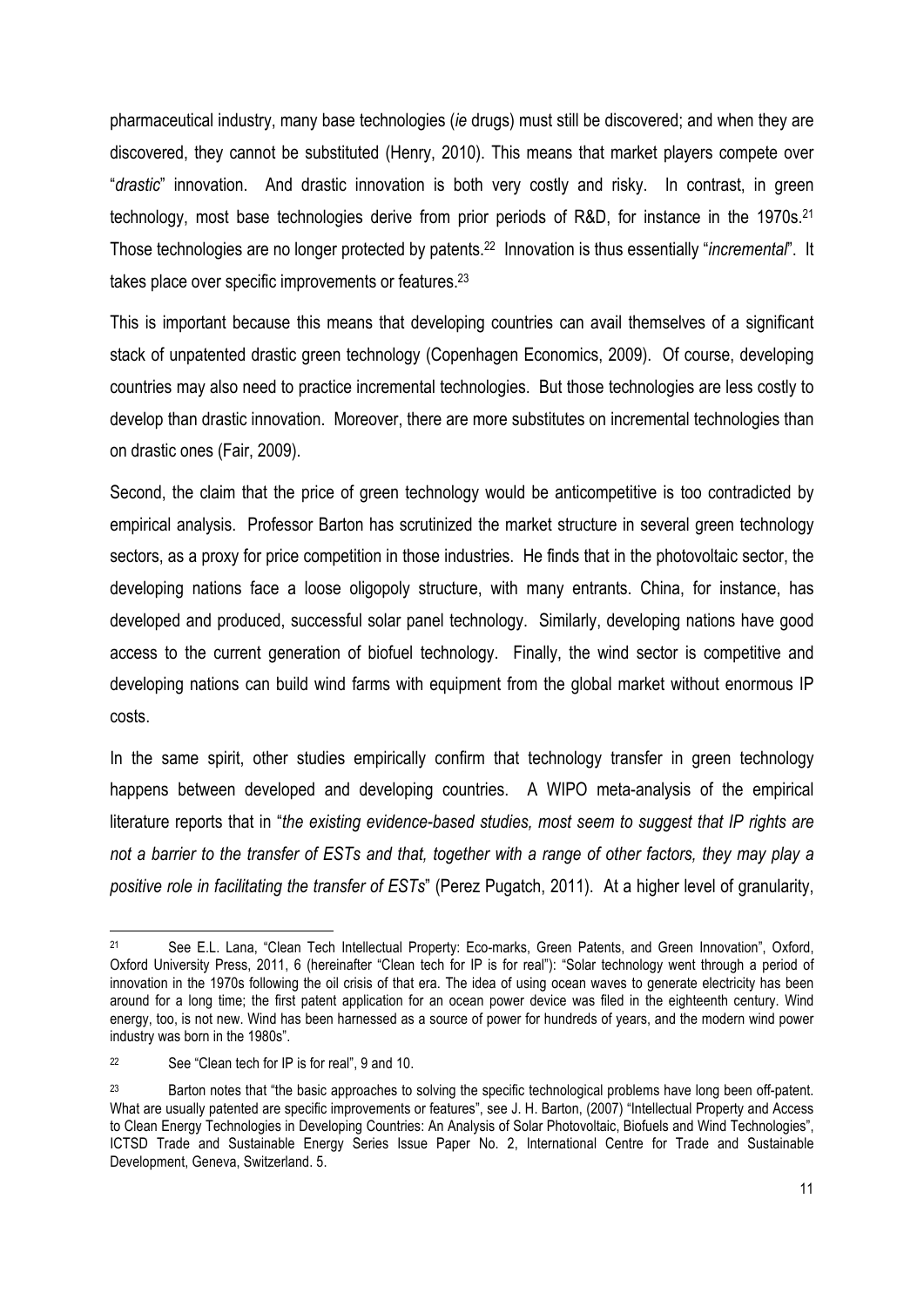pharmaceutical industry, many base technologies (*ie* drugs) must still be discovered; and when they are discovered, they cannot be substituted (Henry, 2010). This means that market players compete over "*drastic*" innovation. And drastic innovation is both very costly and risky. In contrast, in green technology, most base technologies derive from prior periods of R&D, for instance in the 1970s.[21] Those technologies are no longer protected by patents.[22] Innovation is thus essentially "*incremental*". It takes place over specific improvements or features.[23]

This is important because this means that developing countries can avail themselves of a significant stack of unpatented drastic green technology (Copenhagen Economics, 2009). Of course, developing countries may also need to practice incremental technologies. But those technologies are less costly to develop than drastic innovation. Moreover, there are more substitutes on incremental technologies than on drastic ones (Fair, 2009).

Second, the claim that the price of green technology would be anticompetitive is too contradicted by empirical analysis. Professor Barton has scrutinized the market structure in several green technology sectors, as a proxy for price competition in those industries. He finds that in the photovoltaic sector, the developing nations face a loose oligopoly structure, with many entrants. China, for instance, has developed and produced, successful solar panel technology. Similarly, developing nations have good access to the current generation of biofuel technology. Finally, the wind sector is competitive and developing nations can build wind farms with equipment from the global market without enormous IP costs.

In the same spirit, other studies empirically confirm that technology transfer in green technology happens between developed and developing countries. A WIPO meta-analysis of the empirical literature reports that in "*the existing evidence-based studies, most seem to suggest that IP rights are not a barrier to the transfer of ESTs and that, together with a range of other factors, they may play a positive role in facilitating the transfer of ESTs*" (Perez Pugatch, 2011). At a higher level of granularity,

---

[21] See E.L. Lana, "Clean Tech Intellectual Property: Eco-marks, Green Patents, and Green Innovation", Oxford, Oxford University Press, 2011, 6 (hereinafter "Clean tech for IP is for real"): "Solar technology went through a period of innovation in the 1970s following the oil crisis of that era. The idea of using ocean waves to generate electricity has been around for a long time; the first patent application for an ocean power device was filed in the eighteenth century. Wind energy, too, is not new. Wind has been harnessed as a source of power for hundreds of years, and the modern wind power industry was born in the 1980s".

[22] See "Clean tech for IP is for real", 9 and 10.

[23] Barton notes that "the basic approaches to solving the specific technological problems have long been off-patent. What are usually patented are specific improvements or features", see J. H. Barton, (2007) "Intellectual Property and Access to Clean Energy Technologies in Developing Countries: An Analysis of Solar Photovoltaic, Biofuels and Wind Technologies", ICTSD Trade and Sustainable Energy Series Issue Paper No. 2, International Centre for Trade and Sustainable Development, Geneva, Switzerland. 5.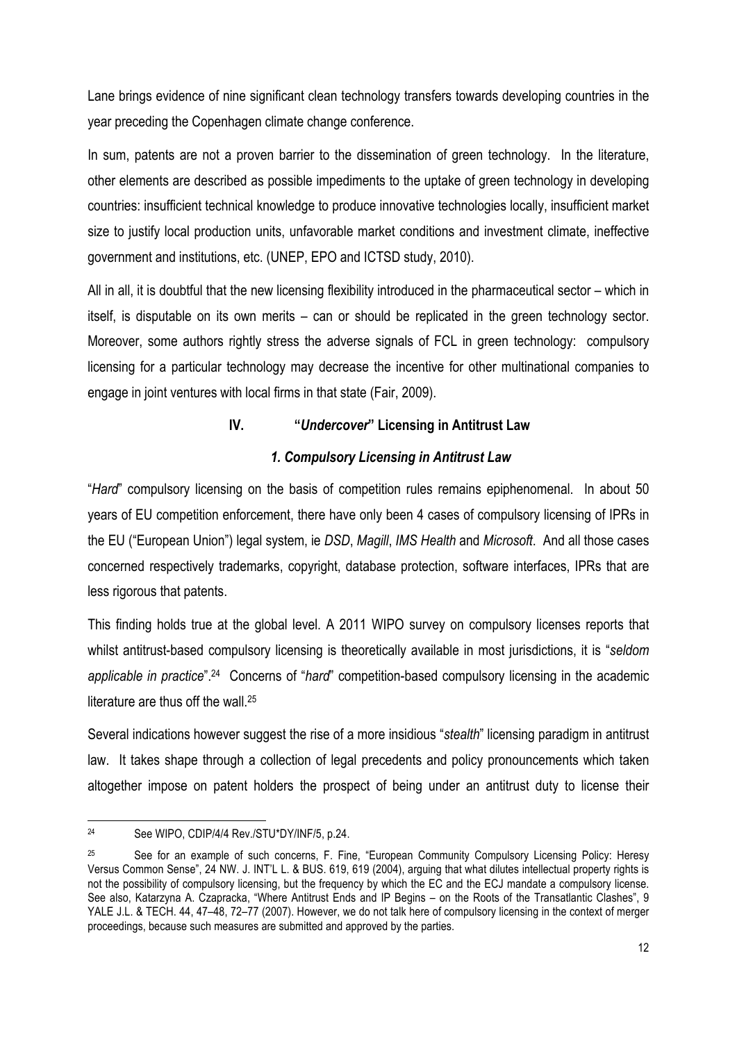Lane brings evidence of nine significant clean technology transfers towards developing countries in the year preceding the Copenhagen climate change conference.

In sum, patents are not a proven barrier to the dissemination of green technology. In the literature, other elements are described as possible impediments to the uptake of green technology in developing countries: insufficient technical knowledge to produce innovative technologies locally, insufficient market size to justify local production units, unfavorable market conditions and investment climate, ineffective government and institutions, etc. (UNEP, EPO and ICTSD study, 2010).

All in all, it is doubtful that the new licensing flexibility introduced in the pharmaceutical sector – which in itself, is disputable on its own merits – can or should be replicated in the green technology sector. Moreover, some authors rightly stress the adverse signals of FCL in green technology: compulsory licensing for a particular technology may decrease the incentive for other multinational companies to engage in joint ventures with local firms in that state (Fair, 2009).

## IV. "*Undercover*" Licensing in Antitrust Law

### *1. Compulsory Licensing in Antitrust Law*

"*Hard*" compulsory licensing on the basis of competition rules remains epiphenomenal. In about 50 years of EU competition enforcement, there have only been 4 cases of compulsory licensing of IPRs in the EU ("European Union") legal system, ie *DSD*, *Magill*, *IMS Health* and *Microsoft*. And all those cases concerned respectively trademarks, copyright, database protection, software interfaces, IPRs that are less rigorous that patents.

This finding holds true at the global level. A 2011 WIPO survey on compulsory licenses reports that whilst antitrust-based compulsory licensing is theoretically available in most jurisdictions, it is "*seldom applicable in practice*".[24] Concerns of "*hard*" competition-based compulsory licensing in the academic literature are thus off the wall.[25]

Several indications however suggest the rise of a more insidious "*stealth*" licensing paradigm in antitrust law. It takes shape through a collection of legal precedents and policy pronouncements which taken altogether impose on patent holders the prospect of being under an antitrust duty to license their

---

[24] See WIPO, CDIP/4/4 Rev./STU*DY/INF/5, p.24.

[25] See for an example of such concerns, F. Fine, "European Community Compulsory Licensing Policy: Heresy Versus Common Sense", 24 NW. J. INT'L L. & BUS. 619, 619 (2004), arguing that what dilutes intellectual property rights is not the possibility of compulsory licensing, but the frequency by which the EC and the ECJ mandate a compulsory license. See also, Katarzyna A. Czapracka, "Where Antitrust Ends and IP Begins – on the Roots of the Transatlantic Clashes", 9 YALE J.L. & TECH. 44, 47–48, 72–77 (2007). However, we do not talk here of compulsory licensing in the context of merger proceedings, because such measures are submitted and approved by the parties.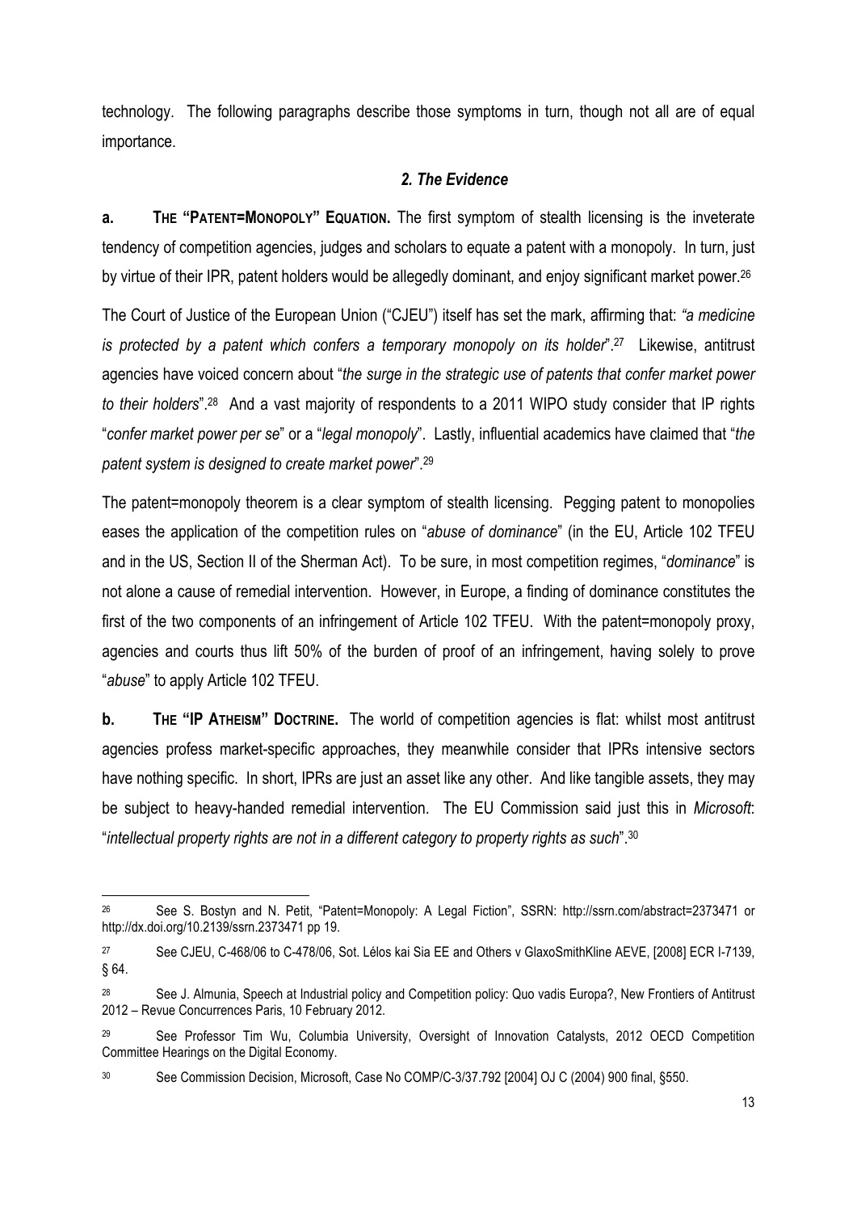technology. The following paragraphs describe those symptoms in turn, though not all are of equal importance.

### *2. The Evidence*

**a. THE "PATENT=MONOPOLY" EQUATION.** The first symptom of stealth licensing is the inveterate tendency of competition agencies, judges and scholars to equate a patent with a monopoly. In turn, just by virtue of their IPR, patent holders would be allegedly dominant, and enjoy significant market power.[26]

The Court of Justice of the European Union ("CJEU") itself has set the mark, affirming that: *"a medicine is protected by a patent which confers a temporary monopoly on its holder"*.[27] Likewise, antitrust agencies have voiced concern about "*the surge in the strategic use of patents that confer market power to their holders*".[28] And a vast majority of respondents to a 2011 WIPO study consider that IP rights "*confer market power per se*" or a "*legal monopoly*". Lastly, influential academics have claimed that "*the patent system is designed to create market power*".[29]

The patent=monopoly theorem is a clear symptom of stealth licensing. Pegging patent to monopolies eases the application of the competition rules on "*abuse of dominance*" (in the EU, Article 102 TFEU and in the US, Section II of the Sherman Act). To be sure, in most competition regimes, "*dominance*" is not alone a cause of remedial intervention. However, in Europe, a finding of dominance constitutes the first of the two components of an infringement of Article 102 TFEU. With the patent=monopoly proxy, agencies and courts thus lift 50% of the burden of proof of an infringement, having solely to prove "*abuse*" to apply Article 102 TFEU.

**b. THE "IP ATHEISM" DOCTRINE.** The world of competition agencies is flat: whilst most antitrust agencies profess market-specific approaches, they meanwhile consider that IPRs intensive sectors have nothing specific. In short, IPRs are just an asset like any other. And like tangible assets, they may be subject to heavy-handed remedial intervention. The EU Commission said just this in *Microsoft*: "*intellectual property rights are not in a different category to property rights as such*".[30]

---

[26] See S. Bostyn and N. Petit, "Patent=Monopoly: A Legal Fiction", SSRN: http://ssrn.com/abstract=2373471 or http://dx.doi.org/10.2139/ssrn.2373471 pp 19.

[27] See CJEU, C-468/06 to C-478/06, Sot. Lélos kai Sia EE and Others v GlaxoSmithKline AEVE, [2008] ECR I-7139, § 64.

[28] See J. Almunia, Speech at Industrial policy and Competition policy: Quo vadis Europa?, New Frontiers of Antitrust 2012 – Revue Concurrences Paris, 10 February 2012.

[29] See Professor Tim Wu, Columbia University, Oversight of Innovation Catalysts, 2012 OECD Competition Committee Hearings on the Digital Economy.

[30] See Commission Decision, Microsoft, Case No COMP/C-3/37.792 [2004] OJ C (2004) 900 final, §550.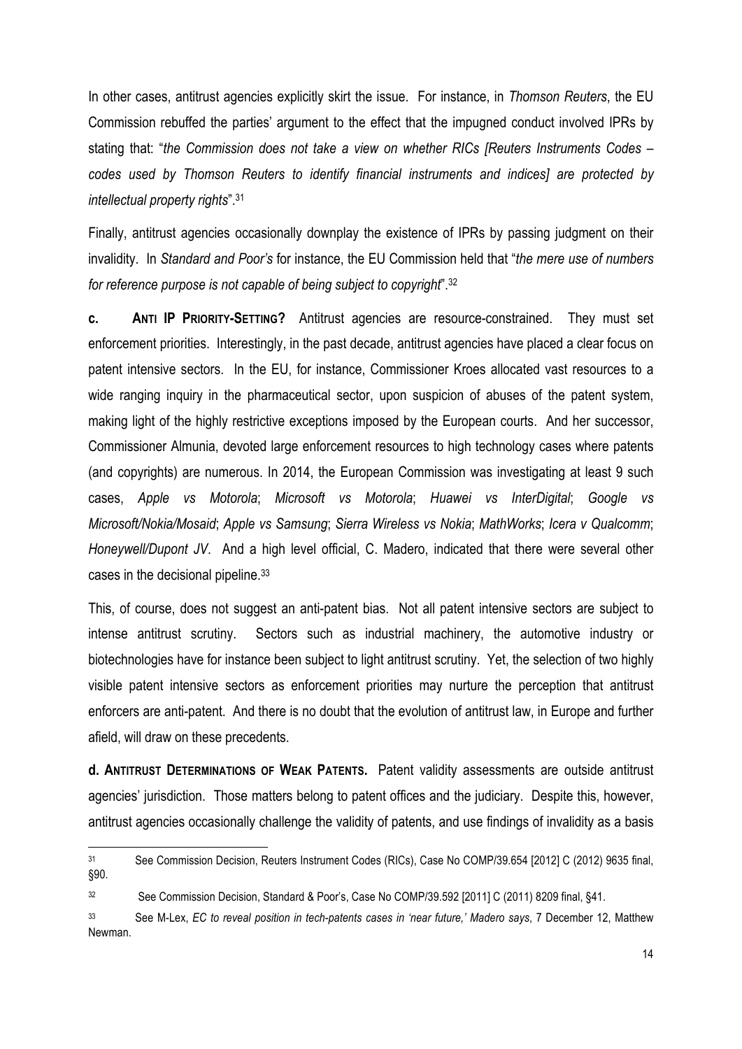In other cases, antitrust agencies explicitly skirt the issue. For instance, in *Thomson Reuters*, the EU Commission rebuffed the parties' argument to the effect that the impugned conduct involved IPRs by stating that: "*the Commission does not take a view on whether RICs [Reuters Instruments Codes – codes used by Thomson Reuters to identify financial instruments and indices] are protected by intellectual property rights*".[31]

Finally, antitrust agencies occasionally downplay the existence of IPRs by passing judgment on their invalidity. In *Standard and Poor's* for instance, the EU Commission held that "*the mere use of numbers for reference purpose is not capable of being subject to copyright*".[32]

**c. ANTI IP PRIORITY-SETTING?** Antitrust agencies are resource-constrained. They must set enforcement priorities. Interestingly, in the past decade, antitrust agencies have placed a clear focus on patent intensive sectors. In the EU, for instance, Commissioner Kroes allocated vast resources to a wide ranging inquiry in the pharmaceutical sector, upon suspicion of abuses of the patent system, making light of the highly restrictive exceptions imposed by the European courts. And her successor, Commissioner Almunia, devoted large enforcement resources to high technology cases where patents (and copyrights) are numerous. In 2014, the European Commission was investigating at least 9 such cases, *Apple vs Motorola*; *Microsoft vs Motorola*; *Huawei vs InterDigital*; *Google vs Microsoft/Nokia/Mosaid*; *Apple vs Samsung*; *Sierra Wireless vs Nokia*; *MathWorks*; *Icera v Qualcomm*; *Honeywell/Dupont JV*. And a high level official, C. Madero, indicated that there were several other cases in the decisional pipeline.[33]

This, of course, does not suggest an anti-patent bias. Not all patent intensive sectors are subject to intense antitrust scrutiny. Sectors such as industrial machinery, the automotive industry or biotechnologies have for instance been subject to light antitrust scrutiny. Yet, the selection of two highly visible patent intensive sectors as enforcement priorities may nurture the perception that antitrust enforcers are anti-patent. And there is no doubt that the evolution of antitrust law, in Europe and further afield, will draw on these precedents.

**d. ANTITRUST DETERMINATIONS OF WEAK PATENTS.** Patent validity assessments are outside antitrust agencies' jurisdiction. Those matters belong to patent offices and the judiciary. Despite this, however, antitrust agencies occasionally challenge the validity of patents, and use findings of invalidity as a basis

---

[31] See Commission Decision, Reuters Instrument Codes (RICs), Case No COMP/39.654 [2012] C (2012) 9635 final, §90.

[32] See Commission Decision, Standard & Poor's, Case No COMP/39.592 [2011] C (2011) 8209 final, §41.

[33] See M-Lex, *EC to reveal position in tech-patents cases in 'near future,' Madero says*, 7 December 12, Matthew Newman.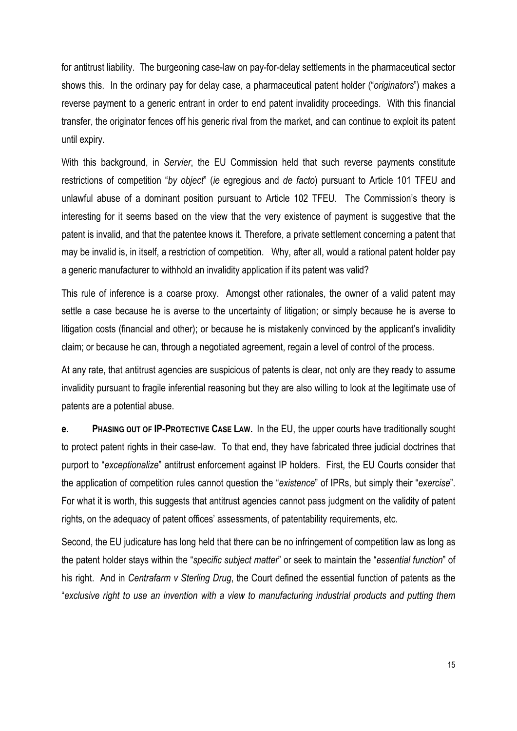for antitrust liability. The burgeoning case-law on pay-for-delay settlements in the pharmaceutical sector shows this. In the ordinary pay for delay case, a pharmaceutical patent holder ("*originators*") makes a reverse payment to a generic entrant in order to end patent invalidity proceedings. With this financial transfer, the originator fences off his generic rival from the market, and can continue to exploit its patent until expiry.

With this background, in *Servier*, the EU Commission held that such reverse payments constitute restrictions of competition "*by object*" (*ie* egregious and *de facto*) pursuant to Article 101 TFEU and unlawful abuse of a dominant position pursuant to Article 102 TFEU. The Commission's theory is interesting for it seems based on the view that the very existence of payment is suggestive that the patent is invalid, and that the patentee knows it. Therefore, a private settlement concerning a patent that may be invalid is, in itself, a restriction of competition. Why, after all, would a rational patent holder pay a generic manufacturer to withhold an invalidity application if its patent was valid?

This rule of inference is a coarse proxy. Amongst other rationales, the owner of a valid patent may settle a case because he is averse to the uncertainty of litigation; or simply because he is averse to litigation costs (financial and other); or because he is mistakenly convinced by the applicant's invalidity claim; or because he can, through a negotiated agreement, regain a level of control of the process.

At any rate, that antitrust agencies are suspicious of patents is clear, not only are they ready to assume invalidity pursuant to fragile inferential reasoning but they are also willing to look at the legitimate use of patents are a potential abuse.

**e. PHASING OUT OF IP-PROTECTIVE CASE LAW.** In the EU, the upper courts have traditionally sought to protect patent rights in their case-law. To that end, they have fabricated three judicial doctrines that purport to "*exceptionalize*" antitrust enforcement against IP holders. First, the EU Courts consider that the application of competition rules cannot question the "*existence*" of IPRs, but simply their "*exercise*". For what it is worth, this suggests that antitrust agencies cannot pass judgment on the validity of patent rights, on the adequacy of patent offices' assessments, of patentability requirements, etc.

Second, the EU judicature has long held that there can be no infringement of competition law as long as the patent holder stays within the "*specific subject matter*" or seek to maintain the "*essential function*" of his right. And in *Centrafarm v Sterling Drug*, the Court defined the essential function of patents as the "*exclusive right to use an invention with a view to manufacturing industrial products and putting them*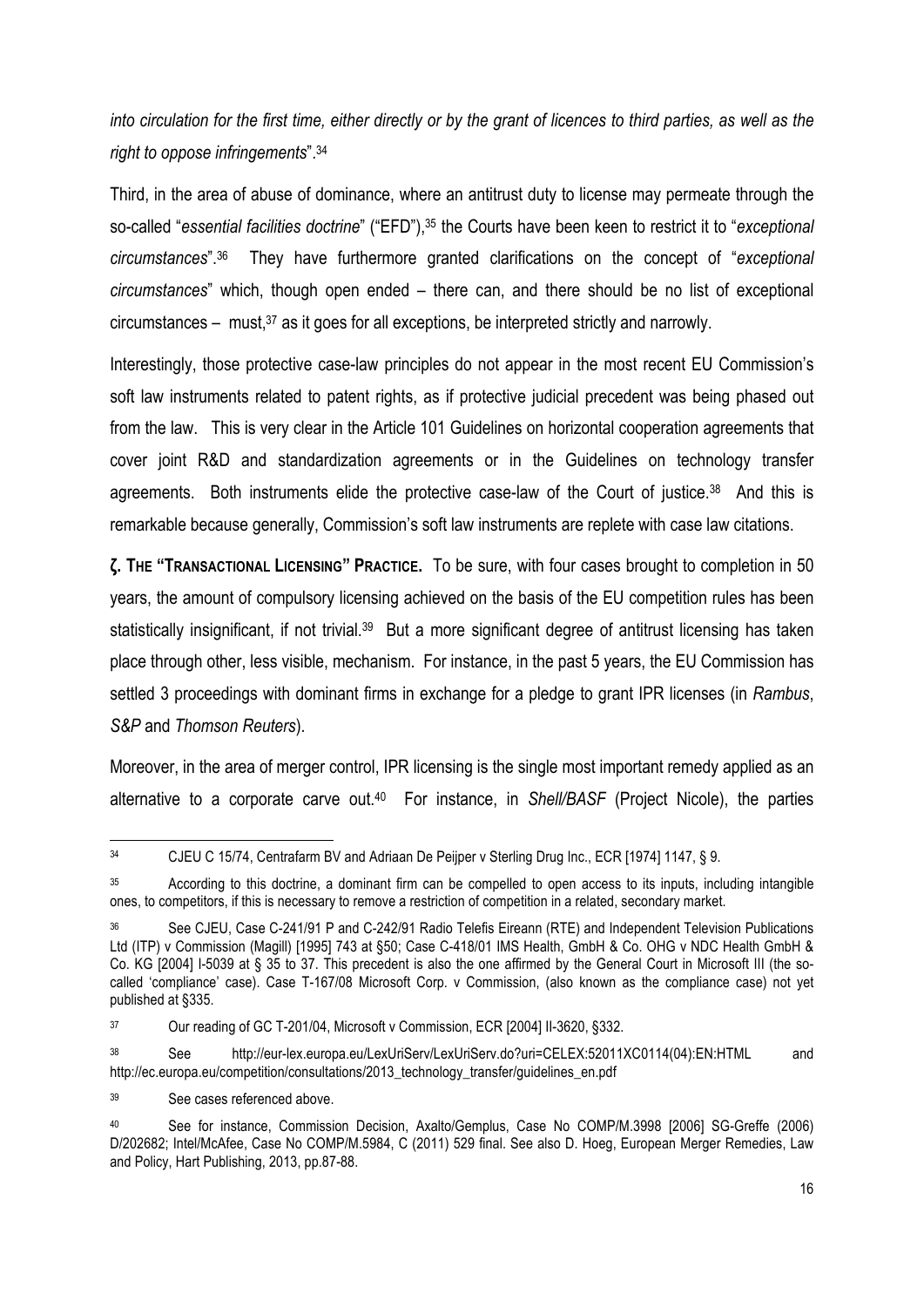*into circulation for the first time, either directly or by the grant of licences to third parties, as well as the right to oppose infringements*".[34]

Third, in the area of abuse of dominance, where an antitrust duty to license may permeate through the so-called "*essential facilities doctrine*" ("EFD"),[35] the Courts have been keen to restrict it to "*exceptional circumstances*".[36] They have furthermore granted clarifications on the concept of "*exceptional circumstances*" which, though open ended – there can, and there should be no list of exceptional circumstances – must,[37] as it goes for all exceptions, be interpreted strictly and narrowly.

Interestingly, those protective case-law principles do not appear in the most recent EU Commission's soft law instruments related to patent rights, as if protective judicial precedent was being phased out from the law. This is very clear in the Article 101 Guidelines on horizontal cooperation agreements that cover joint R&D and standardization agreements or in the Guidelines on technology transfer agreements. Both instruments elide the protective case-law of the Court of justice.[38] And this is remarkable because generally, Commission's soft law instruments are replete with case law citations.

**ζ. THE "TRANSACTIONAL LICENSING" PRACTICE.** To be sure, with four cases brought to completion in 50 years, the amount of compulsory licensing achieved on the basis of the EU competition rules has been statistically insignificant, if not trivial.[39] But a more significant degree of antitrust licensing has taken place through other, less visible, mechanism. For instance, in the past 5 years, the EU Commission has settled 3 proceedings with dominant firms in exchange for a pledge to grant IPR licenses (in *Rambus*, *S&P* and *Thomson Reuters*).

Moreover, in the area of merger control, IPR licensing is the single most important remedy applied as an alternative to a corporate carve out.[40] For instance, in *Shell/BASF* (Project Nicole), the parties

---

[34] CJEU C 15/74, Centrafarm BV and Adriaan De Peijper v Sterling Drug Inc., ECR [1974] 1147, § 9.

[35] According to this doctrine, a dominant firm can be compelled to open access to its inputs, including intangible ones, to competitors, if this is necessary to remove a restriction of competition in a related, secondary market.

[36] See CJEU, Case C-241/91 P and C-242/91 Radio Telefis Eireann (RTE) and Independent Television Publications Ltd (ITP) v Commission (Magill) [1995] 743 at §50; Case C-418/01 IMS Health, GmbH & Co. OHG v NDC Health GmbH & Co. KG [2004] I-5039 at § 35 to 37. This precedent is also the one affirmed by the General Court in Microsoft III (the so-called 'compliance' case). Case T-167/08 Microsoft Corp. v Commission, (also known as the compliance case) not yet published at §335.

[37] Our reading of GC T-201/04, Microsoft v Commission, ECR [2004] II-3620, §332.

[38] See http://eur-lex.europa.eu/LexUriServ/LexUriServ.do?uri=CELEX:52011XC0114(04):EN:HTML and http://ec.europa.eu/competition/consultations/2013_technology_transfer/guidelines_en.pdf

[39] See cases referenced above.

[40] See for instance, Commission Decision, Axalto/Gemplus, Case No COMP/M.3998 [2006] SG-Greffe (2006) D/202682; Intel/McAfee, Case No COMP/M.5984, C (2011) 529 final. See also D. Hoeg, European Merger Remedies, Law and Policy, Hart Publishing, 2013, pp.87-88.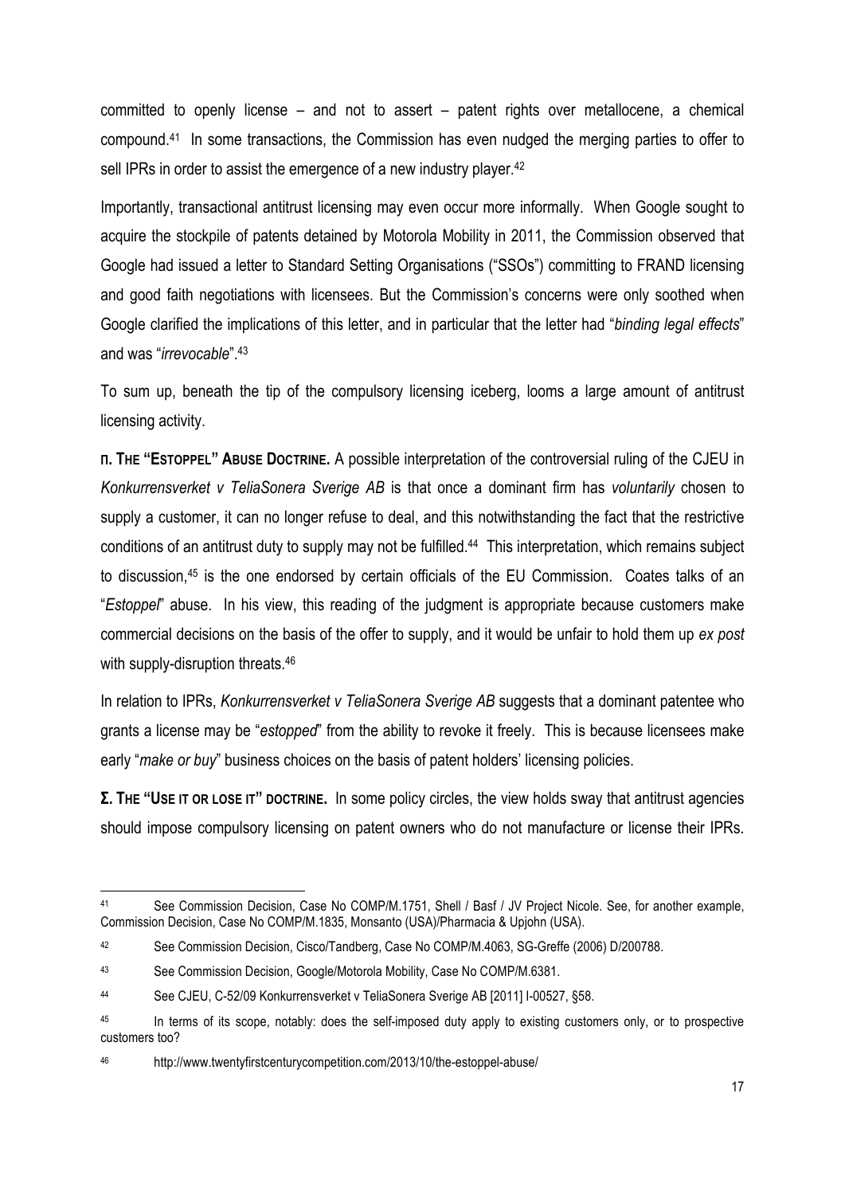committed to openly license – and not to assert – patent rights over metallocene, a chemical compound.[41] In some transactions, the Commission has even nudged the merging parties to offer to sell IPRs in order to assist the emergence of a new industry player.[42]

Importantly, transactional antitrust licensing may even occur more informally. When Google sought to acquire the stockpile of patents detained by Motorola Mobility in 2011, the Commission observed that Google had issued a letter to Standard Setting Organisations ("SSOs") committing to FRAND licensing and good faith negotiations with licensees. But the Commission's concerns were only soothed when Google clarified the implications of this letter, and in particular that the letter had "*binding legal effects*" and was "*irrevocable*".[43]

To sum up, beneath the tip of the compulsory licensing iceberg, looms a large amount of antitrust licensing activity.

**Π. The "Estoppel" Abuse Doctrine.** A possible interpretation of the controversial ruling of the CJEU in *Konkurrensverket v TeliaSonera Sverige AB* is that once a dominant firm has *voluntarily* chosen to supply a customer, it can no longer refuse to deal, and this notwithstanding the fact that the restrictive conditions of an antitrust duty to supply may not be fulfilled.[44] This interpretation, which remains subject to discussion,[45] is the one endorsed by certain officials of the EU Commission. Coates talks of an "*Estoppel*" abuse. In his view, this reading of the judgment is appropriate because customers make commercial decisions on the basis of the offer to supply, and it would be unfair to hold them up *ex post* with supply-disruption threats.[46]

In relation to IPRs, *Konkurrensverket v TeliaSonera Sverige AB* suggests that a dominant patentee who grants a license may be "*estopped*" from the ability to revoke it freely. This is because licensees make early "*make or buy*" business choices on the basis of patent holders' licensing policies.

**Σ. The "Use it or lose it" doctrine.** In some policy circles, the view holds sway that antitrust agencies should impose compulsory licensing on patent owners who do not manufacture or license their IPRs.

---

[41] See Commission Decision, Case No COMP/M.1751, Shell / Basf / JV Project Nicole. See, for another example, Commission Decision, Case No COMP/M.1835, Monsanto (USA)/Pharmacia & Upjohn (USA).

[42] See Commission Decision, Cisco/Tandberg, Case No COMP/M.4063, SG-Greffe (2006) D/200788.

[43] See Commission Decision, Google/Motorola Mobility, Case No COMP/M.6381.

[44] See CJEU, C-52/09 Konkurrensverket v TeliaSonera Sverige AB [2011] I-00527, §58.

[45] In terms of its scope, notably: does the self-imposed duty apply to existing customers only, or to prospective customers too?

[46] http://www.twentyfirstcenturycompetition.com/2013/10/the-estoppel-abuse/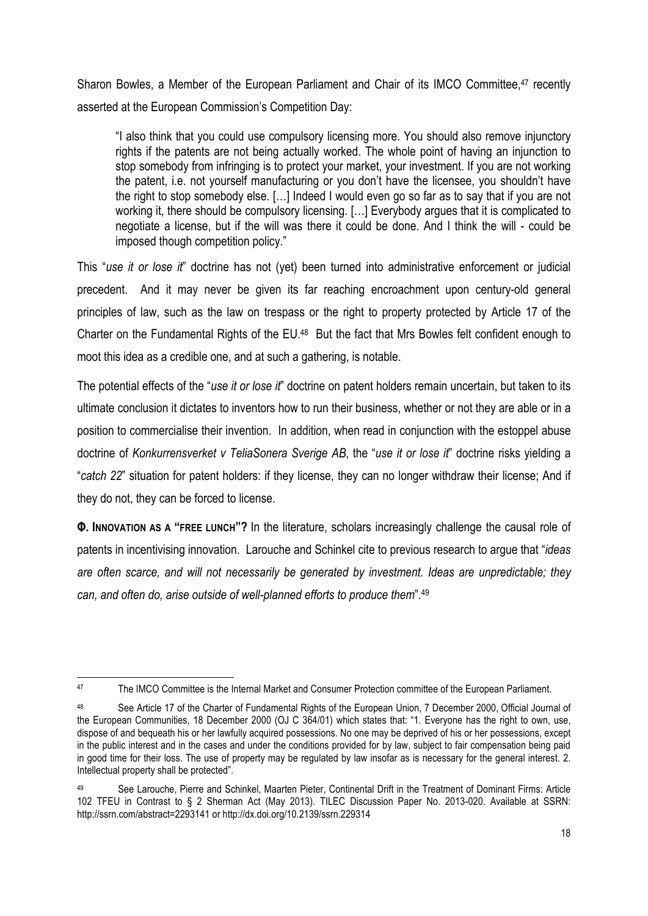Sharon Bowles, a Member of the European Parliament and Chair of its IMCO Committee,[47] recently asserted at the European Commission's Competition Day:

> "I also think that you could use compulsory licensing more. You should also remove injunctory rights if the patents are not being actually worked. The whole point of having an injunction to stop somebody from infringing is to protect your market, your investment. If you are not working the patent, i.e. not yourself manufacturing or you don't have the licensee, you shouldn't have the right to stop somebody else. […] Indeed I would even go so far as to say that if you are not working it, there should be compulsory licensing. […] Everybody argues that it is complicated to negotiate a license, but if the will was there it could be done. And I think the will - could be imposed though competition policy."

This "*use it or lose it*" doctrine has not (yet) been turned into administrative enforcement or judicial precedent. And it may never be given its far reaching encroachment upon century-old general principles of law, such as the law on trespass or the right to property protected by Article 17 of the Charter on the Fundamental Rights of the EU.[48] But the fact that Mrs Bowles felt confident enough to moot this idea as a credible one, and at such a gathering, is notable.

The potential effects of the "*use it or lose it*" doctrine on patent holders remain uncertain, but taken to its ultimate conclusion it dictates to inventors how to run their business, whether or not they are able or in a position to commercialise their invention. In addition, when read in conjunction with the estoppel abuse doctrine of *Konkurrensverket v TeliaSonera Sverige AB*, the "*use it or lose it*" doctrine risks yielding a "*catch 22*" situation for patent holders: if they license, they can no longer withdraw their license; And if they do not, they can be forced to license.

**Φ. INNOVATION AS A "FREE LUNCH"?** In the literature, scholars increasingly challenge the causal role of patents in incentivising innovation. Larouche and Schinkel cite to previous research to argue that "*ideas are often scarce, and will not necessarily be generated by investment. Ideas are unpredictable; they can, and often do, arise outside of well-planned efforts to produce them*".[49]

---

[47] The IMCO Committee is the Internal Market and Consumer Protection committee of the European Parliament.

[48] See Article 17 of the Charter of Fundamental Rights of the European Union, 7 December 2000, Official Journal of the European Communities, 18 December 2000 (OJ C 364/01) which states that: "1. Everyone has the right to own, use, dispose of and bequeath his or her lawfully acquired possessions. No one may be deprived of his or her possessions, except in the public interest and in the cases and under the conditions provided for by law, subject to fair compensation being paid in good time for their loss. The use of property may be regulated by law insofar as is necessary for the general interest. 2. Intellectual property shall be protected".

[49] See Larouche, Pierre and Schinkel, Maarten Pieter, Continental Drift in the Treatment of Dominant Firms: Article 102 TFEU in Contrast to § 2 Sherman Act (May 2013). TILEC Discussion Paper No. 2013-020. Available at SSRN: http://ssrn.com/abstract=2293141 or http://dx.doi.org/10.2139/ssrn.229314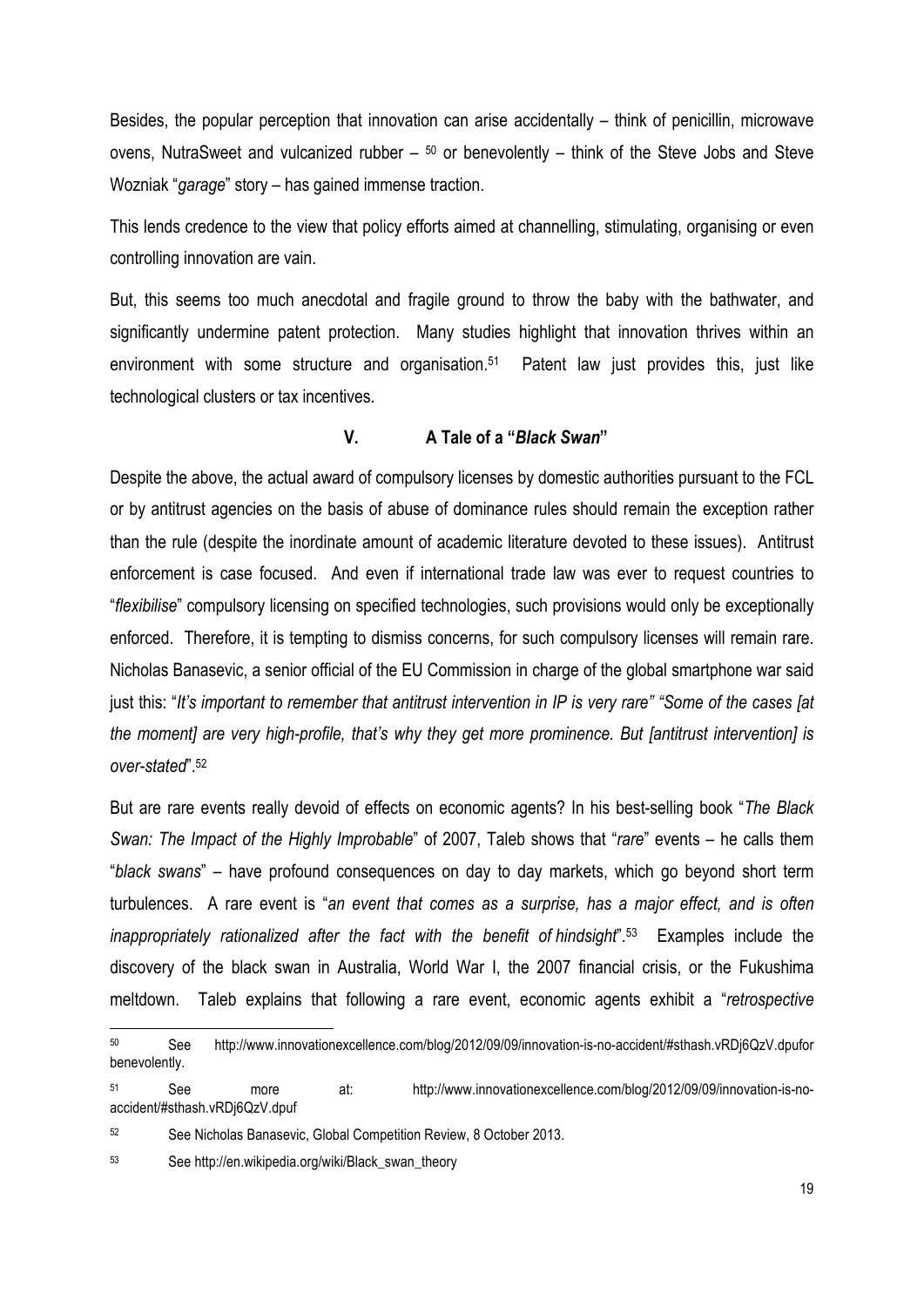Besides, the popular perception that innovation can arise accidentally – think of penicillin, microwave ovens, NutraSweet and vulcanized rubber – [50] or benevolently – think of the Steve Jobs and Steve Wozniak "*garage*" story – has gained immense traction.

This lends credence to the view that policy efforts aimed at channelling, stimulating, organising or even controlling innovation are vain.

But, this seems too much anecdotal and fragile ground to throw the baby with the bathwater, and significantly undermine patent protection. Many studies highlight that innovation thrives within an environment with some structure and organisation.[51] Patent law just provides this, just like technological clusters or tax incentives.

## V. A Tale of a "*Black Swan*"

Despite the above, the actual award of compulsory licenses by domestic authorities pursuant to the FCL or by antitrust agencies on the basis of abuse of dominance rules should remain the exception rather than the rule (despite the inordinate amount of academic literature devoted to these issues). Antitrust enforcement is case focused. And even if international trade law was ever to request countries to "*flexibilise*" compulsory licensing on specified technologies, such provisions would only be exceptionally enforced. Therefore, it is tempting to dismiss concerns, for such compulsory licenses will remain rare. Nicholas Banasevic, a senior official of the EU Commission in charge of the global smartphone war said just this: "*It's important to remember that antitrust intervention in IP is very rare" "Some of the cases [at the moment] are very high-profile, that's why they get more prominence. But [antitrust intervention] is over-stated*".[52]

But are rare events really devoid of effects on economic agents? In his best-selling book "*The Black Swan: The Impact of the Highly Improbable*" of 2007, Taleb shows that "*rare*" events – he calls them "*black swans*" – have profound consequences on day to day markets, which go beyond short term turbulences. A rare event is "*an event that comes as a surprise, has a major effect, and is often inappropriately rationalized after the fact with the benefit of hindsight*".[53] Examples include the discovery of the black swan in Australia, World War I, the 2007 financial crisis, or the Fukushima meltdown. Taleb explains that following a rare event, economic agents exhibit a "*retrospective*

---

[50] See http://www.innovationexcellence.com/blog/2012/09/09/innovation-is-no-accident/#sthash.vRDj6QzV.dpufor benevolently.

[51] See more at: http://www.innovationexcellence.com/blog/2012/09/09/innovation-is-no-accident/#sthash.vRDj6QzV.dpuf

[52] See Nicholas Banasevic, Global Competition Review, 8 October 2013.

[53] See http://en.wikipedia.org/wiki/Black_swan_theory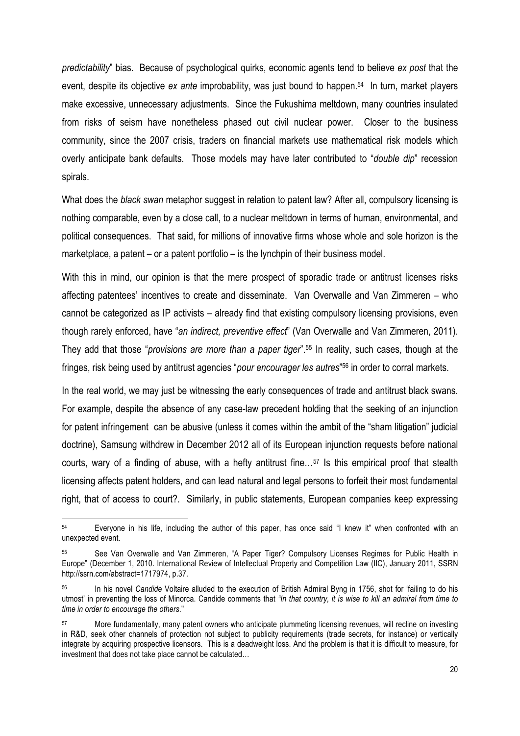*predictability*" bias. Because of psychological quirks, economic agents tend to believe *ex post* that the event, despite its objective *ex ante* improbability, was just bound to happen.[54] In turn, market players make excessive, unnecessary adjustments. Since the Fukushima meltdown, many countries insulated from risks of seism have nonetheless phased out civil nuclear power. Closer to the business community, since the 2007 crisis, traders on financial markets use mathematical risk models which overly anticipate bank defaults. Those models may have later contributed to "*double dip*" recession spirals.

What does the *black swan* metaphor suggest in relation to patent law? After all, compulsory licensing is nothing comparable, even by a close call, to a nuclear meltdown in terms of human, environmental, and political consequences. That said, for millions of innovative firms whose whole and sole horizon is the marketplace, a patent – or a patent portfolio – is the lynchpin of their business model.

With this in mind, our opinion is that the mere prospect of sporadic trade or antitrust licenses risks affecting patentees' incentives to create and disseminate. Van Overwalle and Van Zimmeren – who cannot be categorized as IP activists – already find that existing compulsory licensing provisions, even though rarely enforced, have "*an indirect, preventive effect*" (Van Overwalle and Van Zimmeren, 2011). They add that those "*provisions are more than a paper tiger*".[55] In reality, such cases, though at the fringes, risk being used by antitrust agencies "*pour encourager les autres*"[56] in order to corral markets.

In the real world, we may just be witnessing the early consequences of trade and antitrust black swans. For example, despite the absence of any case-law precedent holding that the seeking of an injunction for patent infringement can be abusive (unless it comes within the ambit of the "sham litigation" judicial doctrine), Samsung withdrew in December 2012 all of its European injunction requests before national courts, wary of a finding of abuse, with a hefty antitrust fine…[57] Is this empirical proof that stealth licensing affects patent holders, and can lead natural and legal persons to forfeit their most fundamental right, that of access to court?. Similarly, in public statements, European companies keep expressing

---

[54] Everyone in his life, including the author of this paper, has once said "I knew it" when confronted with an unexpected event.

[55] See Van Overwalle and Van Zimmeren, "A Paper Tiger? Compulsory Licenses Regimes for Public Health in Europe" (December 1, 2010. International Review of Intellectual Property and Competition Law (IIC), January 2011, SSRN http://ssrn.com/abstract=1717974, p.37.

[56] In his novel *Candide* Voltaire alluded to the execution of British Admiral Byng in 1756, shot for 'failing to do his utmost' in preventing the loss of Minorca. Candide comments that *"In that country, it is wise to kill an admiral from time to time in order to encourage the others*."

[57] More fundamentally, many patent owners who anticipate plummeting licensing revenues, will recline on investing in R&D, seek other channels of protection not subject to publicity requirements (trade secrets, for instance) or vertically integrate by acquiring prospective licensors. This is a deadweight loss. And the problem is that it is difficult to measure, for investment that does not take place cannot be calculated…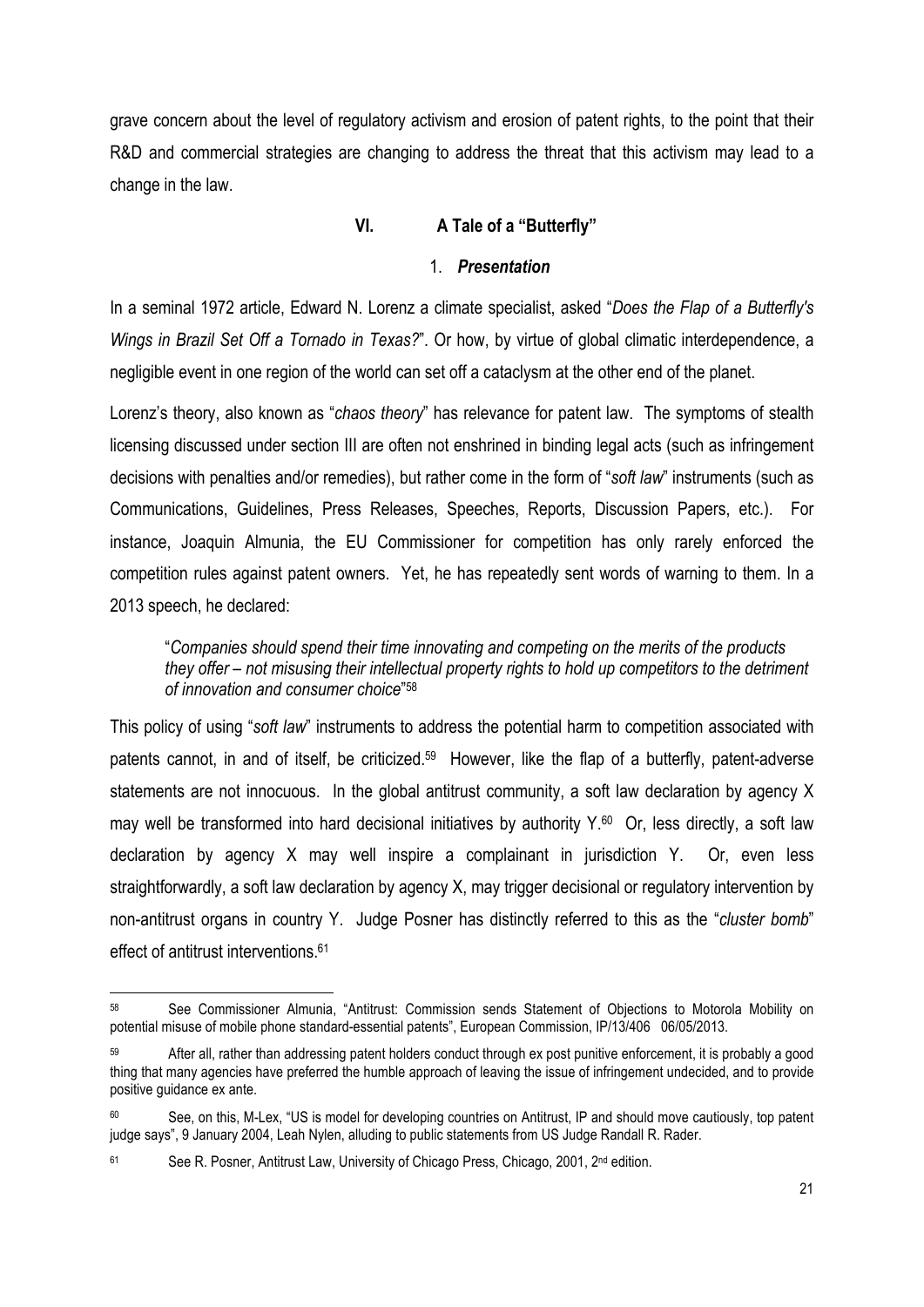grave concern about the level of regulatory activism and erosion of patent rights, to the point that their R&D and commercial strategies are changing to address the threat that this activism may lead to a change in the law.

## VI. A Tale of a "Butterfly"

### 1. *Presentation*

In a seminal 1972 article, Edward N. Lorenz a climate specialist, asked "*Does the Flap of a Butterfly's Wings in Brazil Set Off a Tornado in Texas?*". Or how, by virtue of global climatic interdependence, a negligible event in one region of the world can set off a cataclysm at the other end of the planet.

Lorenz's theory, also known as "*chaos theory*" has relevance for patent law. The symptoms of stealth licensing discussed under section III are often not enshrined in binding legal acts (such as infringement decisions with penalties and/or remedies), but rather come in the form of "*soft law*" instruments (such as Communications, Guidelines, Press Releases, Speeches, Reports, Discussion Papers, etc.). For instance, Joaquin Almunia, the EU Commissioner for competition has only rarely enforced the competition rules against patent owners. Yet, he has repeatedly sent words of warning to them. In a 2013 speech, he declared:

> "*Companies should spend their time innovating and competing on the merits of the products they offer – not misusing their intellectual property rights to hold up competitors to the detriment of innovation and consumer choice*"[58]

This policy of using "*soft law*" instruments to address the potential harm to competition associated with patents cannot, in and of itself, be criticized.[59] However, like the flap of a butterfly, patent-adverse statements are not innocuous. In the global antitrust community, a soft law declaration by agency X may well be transformed into hard decisional initiatives by authority Y.[60] Or, less directly, a soft law declaration by agency X may well inspire a complainant in jurisdiction Y. Or, even less straightforwardly, a soft law declaration by agency X, may trigger decisional or regulatory intervention by non-antitrust organs in country Y. Judge Posner has distinctly referred to this as the "*cluster bomb*" effect of antitrust interventions.[61]

---

[58] See Commissioner Almunia, "Antitrust: Commission sends Statement of Objections to Motorola Mobility on potential misuse of mobile phone standard-essential patents", European Commission, IP/13/406 06/05/2013.

[59] After all, rather than addressing patent holders conduct through ex post punitive enforcement, it is probably a good thing that many agencies have preferred the humble approach of leaving the issue of infringement undecided, and to provide positive guidance ex ante.

[60] See, on this, M-Lex, "US is model for developing countries on Antitrust, IP and should move cautiously, top patent judge says", 9 January 2004, Leah Nylen, alluding to public statements from US Judge Randall R. Rader.

[61] See R. Posner, Antitrust Law, University of Chicago Press, Chicago, 2001, 2nd edition.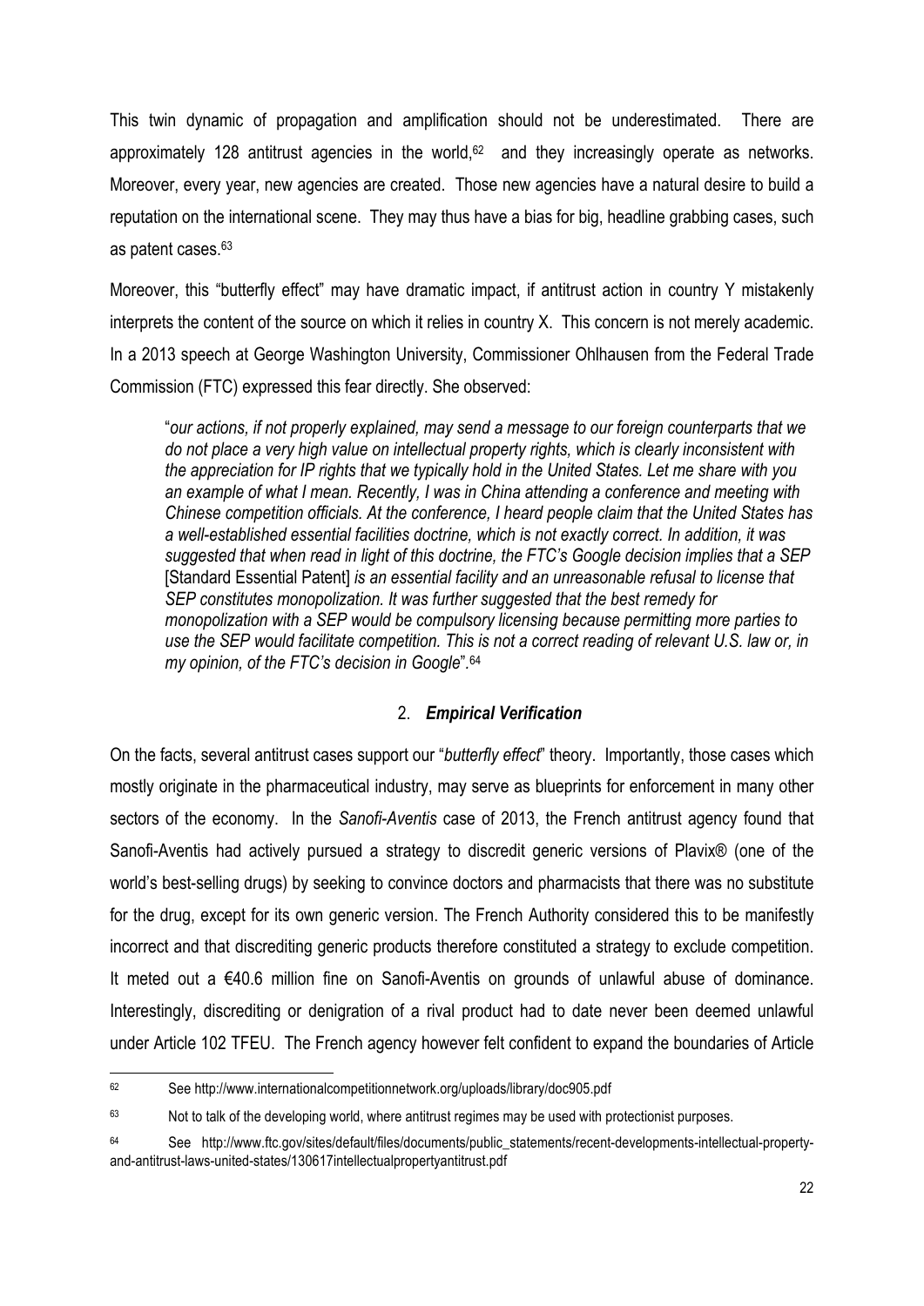This twin dynamic of propagation and amplification should not be underestimated. There are approximately 128 antitrust agencies in the world,[62] and they increasingly operate as networks. Moreover, every year, new agencies are created. Those new agencies have a natural desire to build a reputation on the international scene. They may thus have a bias for big, headline grabbing cases, such as patent cases.[63]

Moreover, this "butterfly effect" may have dramatic impact, if antitrust action in country Y mistakenly interprets the content of the source on which it relies in country X. This concern is not merely academic. In a 2013 speech at George Washington University, Commissioner Ohlhausen from the Federal Trade Commission (FTC) expressed this fear directly. She observed:

> "*our actions, if not properly explained, may send a message to our foreign counterparts that we do not place a very high value on intellectual property rights, which is clearly inconsistent with the appreciation for IP rights that we typically hold in the United States. Let me share with you an example of what I mean. Recently, I was in China attending a conference and meeting with Chinese competition officials. At the conference, I heard people claim that the United States has a well-established essential facilities doctrine, which is not exactly correct. In addition, it was suggested that when read in light of this doctrine, the FTC's Google decision implies that a SEP* [Standard Essential Patent] *is an essential facility and an unreasonable refusal to license that SEP constitutes monopolization. It was further suggested that the best remedy for monopolization with a SEP would be compulsory licensing because permitting more parties to use the SEP would facilitate competition. This is not a correct reading of relevant U.S. law or, in my opinion, of the FTC's decision in Google*".[64]

### 2. *Empirical Verification*

On the facts, several antitrust cases support our "*butterfly effect*" theory. Importantly, those cases which mostly originate in the pharmaceutical industry, may serve as blueprints for enforcement in many other sectors of the economy. In the *Sanofi-Aventis* case of 2013, the French antitrust agency found that Sanofi-Aventis had actively pursued a strategy to discredit generic versions of Plavix® (one of the world's best-selling drugs) by seeking to convince doctors and pharmacists that there was no substitute for the drug, except for its own generic version. The French Authority considered this to be manifestly incorrect and that discrediting generic products therefore constituted a strategy to exclude competition. It meted out a €40.6 million fine on Sanofi-Aventis on grounds of unlawful abuse of dominance. Interestingly, discrediting or denigration of a rival product had to date never been deemed unlawful under Article 102 TFEU. The French agency however felt confident to expand the boundaries of Article

---

[62] See http://www.internationalcompetitionnetwork.org/uploads/library/doc905.pdf

[63] Not to talk of the developing world, where antitrust regimes may be used with protectionist purposes.

[64] See http://www.ftc.gov/sites/default/files/documents/public_statements/recent-developments-intellectual-property-and-antitrust-laws-united-states/130617intellectualpropertyantitrust.pdf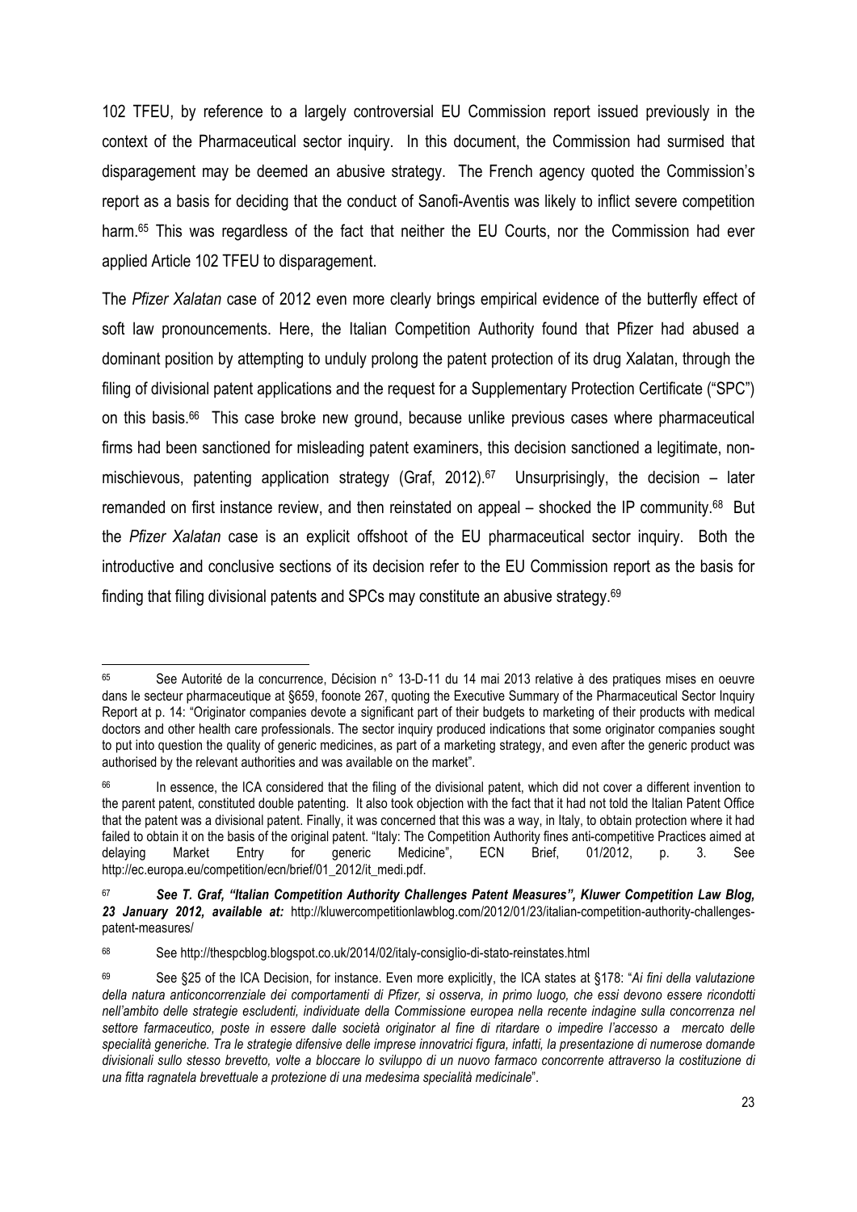102 TFEU, by reference to a largely controversial EU Commission report issued previously in the context of the Pharmaceutical sector inquiry. In this document, the Commission had surmised that disparagement may be deemed an abusive strategy. The French agency quoted the Commission's report as a basis for deciding that the conduct of Sanofi-Aventis was likely to inflict severe competition harm.[65] This was regardless of the fact that neither the EU Courts, nor the Commission had ever applied Article 102 TFEU to disparagement.

The *Pfizer Xalatan* case of 2012 even more clearly brings empirical evidence of the butterfly effect of soft law pronouncements. Here, the Italian Competition Authority found that Pfizer had abused a dominant position by attempting to unduly prolong the patent protection of its drug Xalatan, through the filing of divisional patent applications and the request for a Supplementary Protection Certificate ("SPC") on this basis.[66] This case broke new ground, because unlike previous cases where pharmaceutical firms had been sanctioned for misleading patent examiners, this decision sanctioned a legitimate, non-mischievous, patenting application strategy (Graf, 2012).[67] Unsurprisingly, the decision – later remanded on first instance review, and then reinstated on appeal – shocked the IP community.[68] But the *Pfizer Xalatan* case is an explicit offshoot of the EU pharmaceutical sector inquiry. Both the introductive and conclusive sections of its decision refer to the EU Commission report as the basis for finding that filing divisional patents and SPCs may constitute an abusive strategy.[69]

---

[65] See Autorité de la concurrence, Décision n° 13-D-11 du 14 mai 2013 relative à des pratiques mises en oeuvre dans le secteur pharmaceutique at §659, foonote 267, quoting the Executive Summary of the Pharmaceutical Sector Inquiry Report at p. 14: "Originator companies devote a significant part of their budgets to marketing of their products with medical doctors and other health care professionals. The sector inquiry produced indications that some originator companies sought to put into question the quality of generic medicines, as part of a marketing strategy, and even after the generic product was authorised by the relevant authorities and was available on the market".

[66] In essence, the ICA considered that the filing of the divisional patent, which did not cover a different invention to the parent patent, constituted double patenting. It also took objection with the fact that it had not told the Italian Patent Office that the patent was a divisional patent. Finally, it was concerned that this was a way, in Italy, to obtain protection where it had failed to obtain it on the basis of the original patent. "Italy: The Competition Authority fines anti-competitive Practices aimed at delaying Market Entry for generic Medicine", ECN Brief, 01/2012, p. 3. See http://ec.europa.eu/competition/ecn/brief/01_2012/it_medi.pdf.

[67] ***See T. Graf, "Italian Competition Authority Challenges Patent Measures", Kluwer Competition Law Blog, 23 January 2012, available at:*** http://kluwercompetitionlawblog.com/2012/01/23/italian-competition-authority-challenges-patent-measures/

[68] See http://thespcblog.blogspot.co.uk/2014/02/italy-consiglio-di-stato-reinstates.html

[69] See §25 of the ICA Decision, for instance. Even more explicitly, the ICA states at §178: "*Ai fini della valutazione della natura anticoncorrenziale dei comportamenti di Pfizer, si osserva, in primo luogo, che essi devono essere ricondotti nell'ambito delle strategie escludenti, individuate della Commissione europea nella recente indagine sulla concorrenza nel settore farmaceutico, poste in essere dalle società originator al fine di ritardare o impedire l'accesso a mercato delle specialità generiche. Tra le strategie difensive delle imprese innovatrici figura, infatti, la presentazione di numerose domande divisionali sullo stesso brevetto, volte a bloccare lo sviluppo di un nuovo farmaco concorrente attraverso la costituzione di una fitta ragnatela brevettuale a protezione di una medesima specialità medicinale*".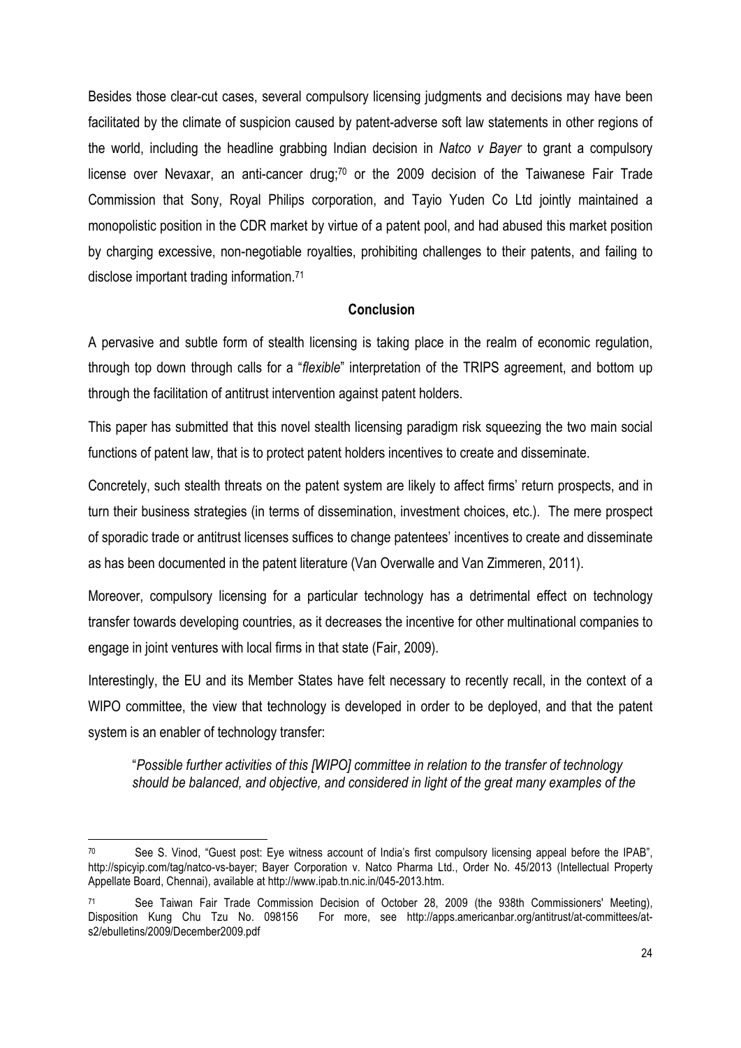Besides those clear-cut cases, several compulsory licensing judgments and decisions may have been facilitated by the climate of suspicion caused by patent-adverse soft law statements in other regions of the world, including the headline grabbing Indian decision in *Natco v Bayer* to grant a compulsory license over Nevaxar, an anti-cancer drug;[70] or the 2009 decision of the Taiwanese Fair Trade Commission that Sony, Royal Philips corporation, and Tayio Yuden Co Ltd jointly maintained a monopolistic position in the CDR market by virtue of a patent pool, and had abused this market position by charging excessive, non-negotiable royalties, prohibiting challenges to their patents, and failing to disclose important trading information.[71]

## Conclusion

A pervasive and subtle form of stealth licensing is taking place in the realm of economic regulation, through top down through calls for a "*flexible*" interpretation of the TRIPS agreement, and bottom up through the facilitation of antitrust intervention against patent holders.

This paper has submitted that this novel stealth licensing paradigm risk squeezing the two main social functions of patent law, that is to protect patent holders incentives to create and disseminate.

Concretely, such stealth threats on the patent system are likely to affect firms' return prospects, and in turn their business strategies (in terms of dissemination, investment choices, etc.). The mere prospect of sporadic trade or antitrust licenses suffices to change patentees' incentives to create and disseminate as has been documented in the patent literature (Van Overwalle and Van Zimmeren, 2011).

Moreover, compulsory licensing for a particular technology has a detrimental effect on technology transfer towards developing countries, as it decreases the incentive for other multinational companies to engage in joint ventures with local firms in that state (Fair, 2009).

Interestingly, the EU and its Member States have felt necessary to recently recall, in the context of a WIPO committee, the view that technology is developed in order to be deployed, and that the patent system is an enabler of technology transfer:

> "*Possible further activities of this [WIPO] committee in relation to the transfer of technology should be balanced, and objective, and considered in light of the great many examples of the*

---

[70] See S. Vinod, "Guest post: Eye witness account of India's first compulsory licensing appeal before the IPAB", http://spicyip.com/tag/natco-vs-bayer; Bayer Corporation v. Natco Pharma Ltd., Order No. 45/2013 (Intellectual Property Appellate Board, Chennai), available at http://www.ipab.tn.nic.in/045-2013.htm.

[71] See Taiwan Fair Trade Commission Decision of October 28, 2009 (the 938th Commissioners' Meeting), Disposition Kung Chu Tzu No. 098156 For more, see http://apps.americanbar.org/antitrust/at-committees/at-s2/ebulletins/2009/December2009.pdf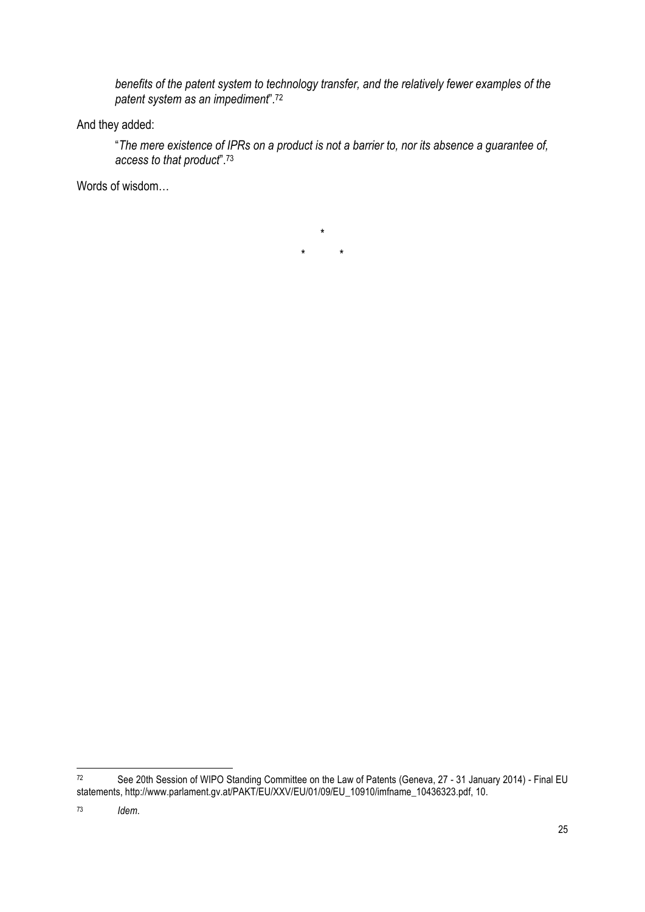> *benefits of the patent system to technology transfer, and the relatively fewer examples of the patent system as an impediment*".[72]

And they added:

> "*The mere existence of IPRs on a product is not a barrier to, nor its absence a guarantee of, access to that product*".[73]

Words of wisdom…

\*

\* \*

---

[72] See 20th Session of WIPO Standing Committee on the Law of Patents (Geneva, 27 - 31 January 2014) - Final EU statements, http://www.parlament.gv.at/PAKT/EU/XXV/EU/01/09/EU_10910/imfname_10436323.pdf, 10.

[73] *Idem*.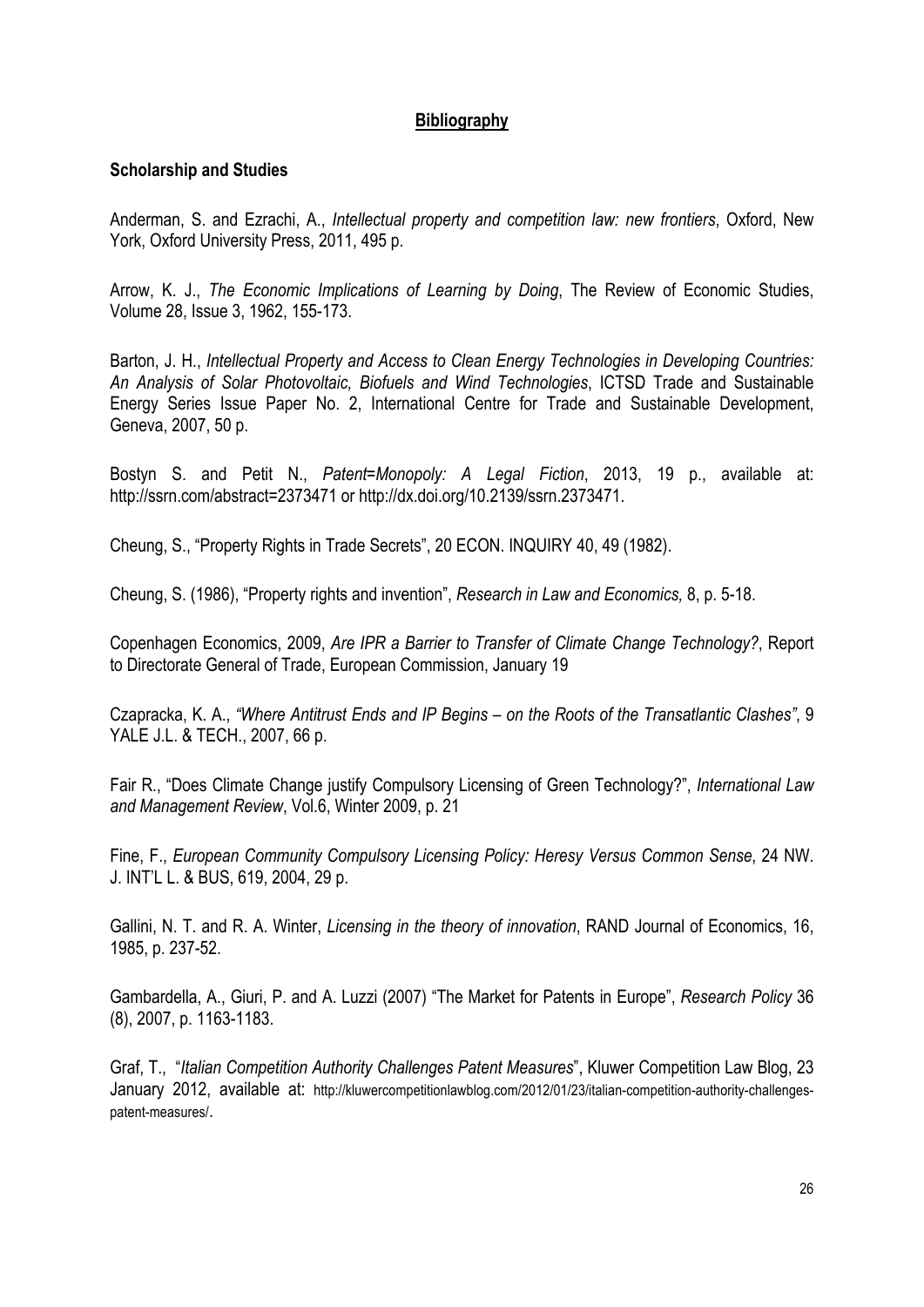## Bibliography

### Scholarship and Studies

Anderman, S. and Ezrachi, A., *Intellectual property and competition law: new frontiers*, Oxford, New York, Oxford University Press, 2011, 495 p.

Arrow, K. J., *The Economic Implications of Learning by Doing*, The Review of Economic Studies, Volume 28, Issue 3, 1962, 155-173.

Barton, J. H., *Intellectual Property and Access to Clean Energy Technologies in Developing Countries: An Analysis of Solar Photovoltaic, Biofuels and Wind Technologies*, ICTSD Trade and Sustainable Energy Series Issue Paper No. 2, International Centre for Trade and Sustainable Development, Geneva, 2007, 50 p.

Bostyn S. and Petit N., *Patent=Monopoly: A Legal Fiction*, 2013, 19 p., available at: http://ssrn.com/abstract=2373471 or http://dx.doi.org/10.2139/ssrn.2373471.

Cheung, S., "Property Rights in Trade Secrets", 20 ECON. INQUIRY 40, 49 (1982).

Cheung, S. (1986), "Property rights and invention", *Research in Law and Economics,* 8, p. 5-18.

Copenhagen Economics, 2009, *Are IPR a Barrier to Transfer of Climate Change Technology?*, Report to Directorate General of Trade, European Commission, January 19

Czapracka, K. A., *"Where Antitrust Ends and IP Begins – on the Roots of the Transatlantic Clashes"*, 9 YALE J.L. & TECH., 2007, 66 p.

Fair R., "Does Climate Change justify Compulsory Licensing of Green Technology?", *International Law and Management Review*, Vol.6, Winter 2009, p. 21

Fine, F., *European Community Compulsory Licensing Policy: Heresy Versus Common Sense*, 24 NW. J. INT'L L. & BUS, 619, 2004, 29 p.

Gallini, N. T. and R. A. Winter, *Licensing in the theory of innovation*, RAND Journal of Economics, 16, 1985, p. 237-52.

Gambardella, A., Giuri, P. and A. Luzzi (2007) "The Market for Patents in Europe", *Research Policy* 36 (8), 2007, p. 1163-1183.

Graf, T., "*Italian Competition Authority Challenges Patent Measures*", Kluwer Competition Law Blog, 23 January 2012, available at: http://kluwercompetitionlawblog.com/2012/01/23/italian-competition-authority-challenges-patent-measures/.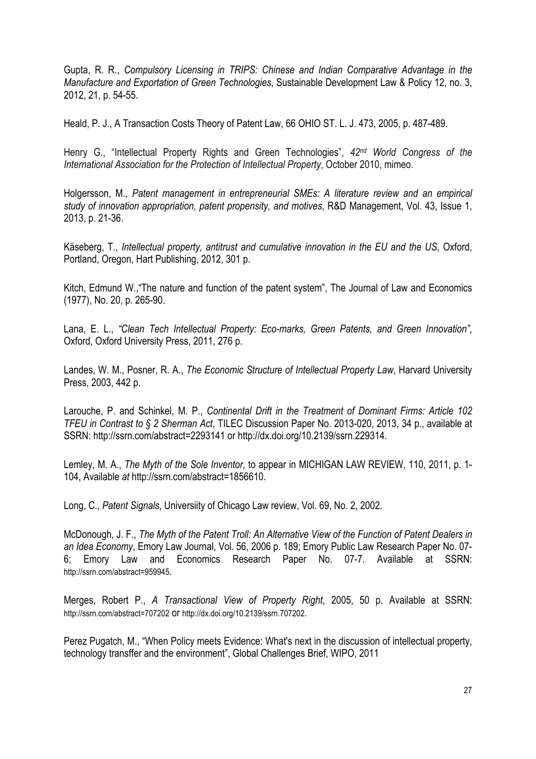Gupta, R. R., *Compulsory Licensing in TRIPS: Chinese and Indian Comparative Advantage in the Manufacture and Exportation of Green Technologies*, Sustainable Development Law & Policy 12, no. 3, 2012, 21, p. 54-55.

Heald, P. J., A Transaction Costs Theory of Patent Law, 66 OHIO ST. L. J. 473, 2005, p. 487-489.

Henry G., "Intellectual Property Rights and Green Technologies", *42nd World Congress of the International Association for the Protection of Intellectual Property*, October 2010, mimeo.

Holgersson, M., *Patent management in entrepreneurial SMEs: A literature review and an empirical study of innovation appropriation, patent propensity, and motives*, R&D Management, Vol. 43, Issue 1, 2013, p. 21-36.

Käseberg, T., *Intellectual property, antitrust and cumulative innovation in the EU and the US*, Oxford, Portland, Oregon, Hart Publishing, 2012, 301 p.

Kitch, Edmund W.,"The nature and function of the patent system", The Journal of Law and Economics (1977), No. 20, p. 265-90.

Lana, E. L., *"Clean Tech Intellectual Property: Eco-marks, Green Patents, and Green Innovation"*, Oxford, Oxford University Press, 2011, 276 p.

Landes, W. M., Posner, R. A., *The Economic Structure of Intellectual Property Law*, Harvard University Press, 2003, 442 p.

Larouche, P. and Schinkel, M. P., *Continental Drift in the Treatment of Dominant Firms: Article 102 TFEU in Contrast to § 2 Sherman Act*, TILEC Discussion Paper No. 2013-020, 2013, 34 p., available at SSRN: http://ssrn.com/abstract=2293141 or http://dx.doi.org/10.2139/ssrn.229314.

Lemley, M. A., *The Myth of the Sole Inventor,* to appear in MICHIGAN LAW REVIEW, 110, 2011, p. 1-104, Available *at* http://ssrn.com/abstract=1856610.

Long, C., *Patent Signals*, Universiity of Chicago Law review, Vol. 69, No. 2, 2002.

McDonough, J. F., *The Myth of the Patent Troll: An Alternative View of the Function of Patent Dealers in an Idea Economy*, Emory Law Journal, Vol. 56, 2006 p. 189; Emory Public Law Research Paper No. 07-6; Emory Law and Economics Research Paper No. 07-7. Available at SSRN: http://ssrn.com/abstract=959945.

Merges, Robert P., *A Transactional View of Property Right*, 2005, 50 p. Available at SSRN: http://ssrn.com/abstract=707202 or http://dx.doi.org/10.2139/ssrn.707202.

Perez Pugatch, M., "When Policy meets Evidence: What's next in the discussion of intellectual property, technology transffer and the environment", Global Challenges Brief, WIPO, 2011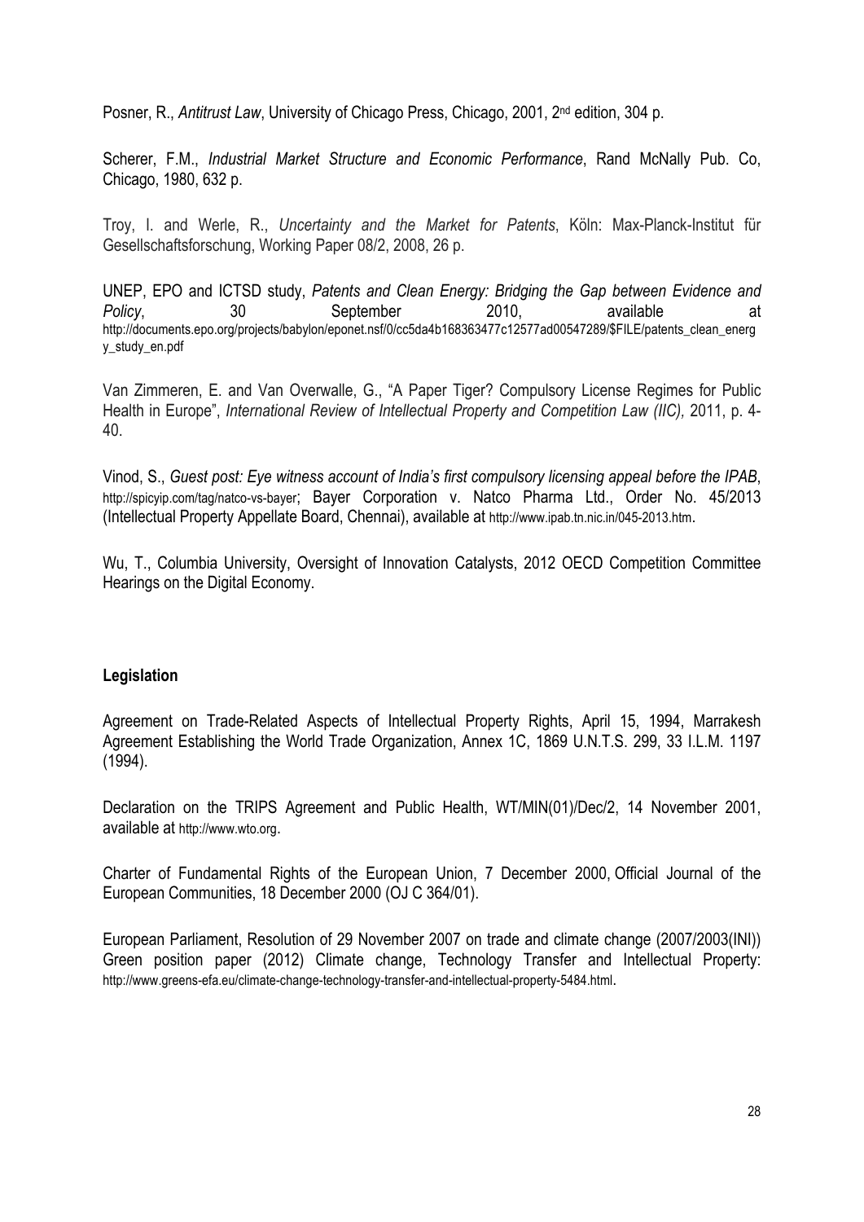Posner, R., *Antitrust Law*, University of Chicago Press, Chicago, 2001, 2nd edition, 304 p.

Scherer, F.M., *Industrial Market Structure and Economic Performance*, Rand McNally Pub. Co, Chicago, 1980, 632 p.

Troy, I. and Werle, R., *Uncertainty and the Market for Patents*, Köln: Max-Planck-Institut für Gesellschaftsforschung, Working Paper 08/2, 2008, 26 p.

UNEP, EPO and ICTSD study, *Patents and Clean Energy: Bridging the Gap between Evidence and Policy*, 30 September 2010, available at http://documents.epo.org/projects/babylon/eponet.nsf/0/cc5da4b168363477c12577ad00547289/$FILE/patents_clean_energy_study_en.pdf

Van Zimmeren, E. and Van Overwalle, G., "A Paper Tiger? Compulsory License Regimes for Public Health in Europe", *International Review of Intellectual Property and Competition Law (IIC),* 2011, p. 4-40.

Vinod, S., *Guest post: Eye witness account of India's first compulsory licensing appeal before the IPAB*, http://spicyip.com/tag/natco-vs-bayer; Bayer Corporation v. Natco Pharma Ltd., Order No. 45/2013 (Intellectual Property Appellate Board, Chennai), available at http://www.ipab.tn.nic.in/045-2013.htm.

Wu, T., Columbia University, Oversight of Innovation Catalysts, 2012 OECD Competition Committee Hearings on the Digital Economy.

**Legislation**

Agreement on Trade-Related Aspects of Intellectual Property Rights, April 15, 1994, Marrakesh Agreement Establishing the World Trade Organization, Annex 1C, 1869 U.N.T.S. 299, 33 I.L.M. 1197 (1994).

Declaration on the TRIPS Agreement and Public Health, WT/MIN(01)/Dec/2, 14 November 2001, available at http://www.wto.org.

Charter of Fundamental Rights of the European Union, 7 December 2000, Official Journal of the European Communities, 18 December 2000 (OJ C 364/01).

European Parliament, Resolution of 29 November 2007 on trade and climate change (2007/2003(INI)) Green position paper (2012) Climate change, Technology Transfer and Intellectual Property: http://www.greens-efa.eu/climate-change-technology-transfer-and-intellectual-property-5484.html.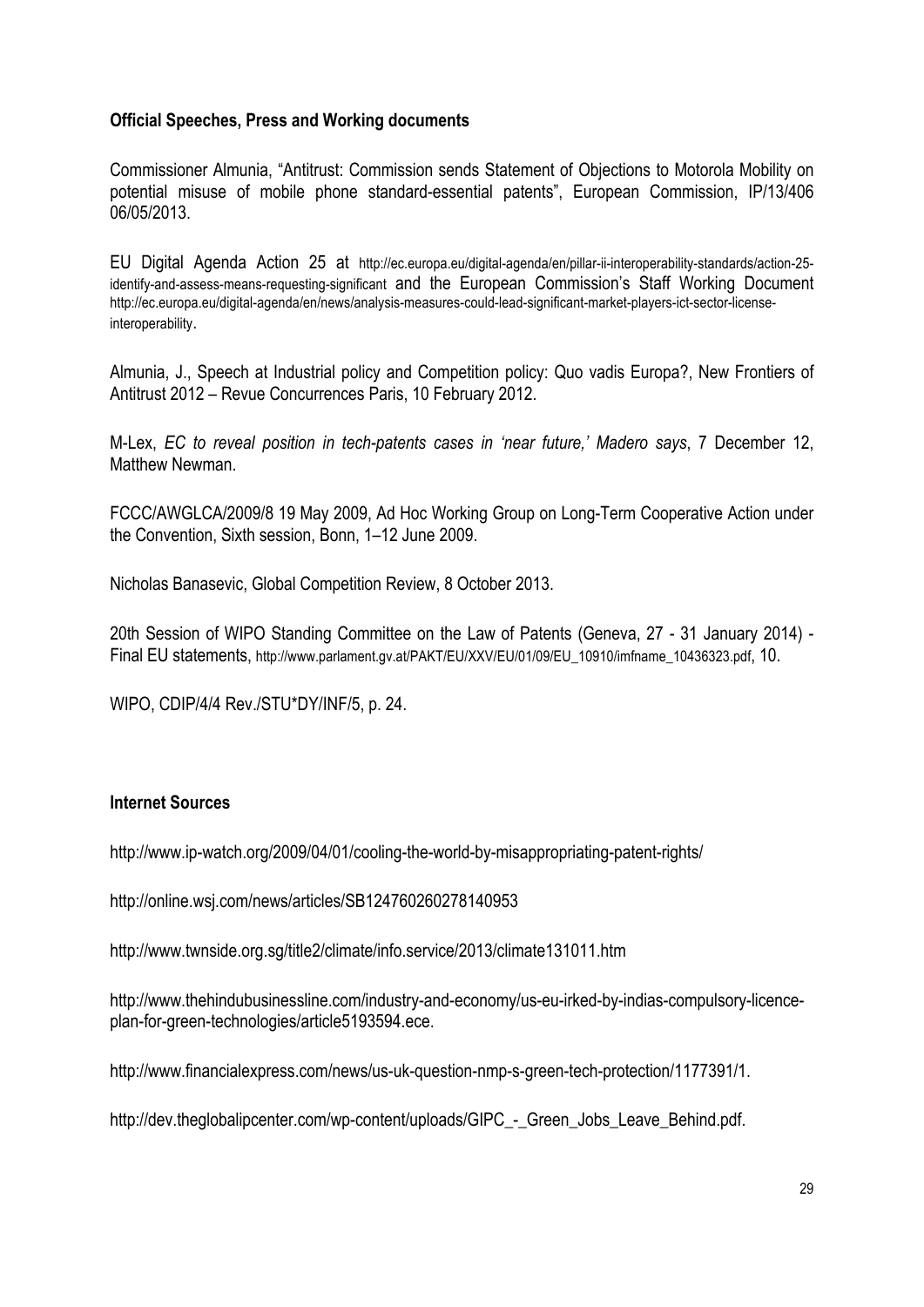**Official Speeches, Press and Working documents**

Commissioner Almunia, "Antitrust: Commission sends Statement of Objections to Motorola Mobility on potential misuse of mobile phone standard-essential patents", European Commission, IP/13/406 06/05/2013.

EU Digital Agenda Action 25 at http://ec.europa.eu/digital-agenda/en/pillar-ii-interoperability-standards/action-25-identify-and-assess-means-requesting-significant and the European Commission's Staff Working Document http://ec.europa.eu/digital-agenda/en/news/analysis-measures-could-lead-significant-market-players-ict-sector-license-interoperability.

Almunia, J., Speech at Industrial policy and Competition policy: Quo vadis Europa?, New Frontiers of Antitrust 2012 – Revue Concurrences Paris, 10 February 2012.

M-Lex, *EC to reveal position in tech-patents cases in 'near future,' Madero says*, 7 December 12, Matthew Newman.

FCCC/AWGLCA/2009/8 19 May 2009, Ad Hoc Working Group on Long-Term Cooperative Action under the Convention, Sixth session, Bonn, 1–12 June 2009.

Nicholas Banasevic, Global Competition Review, 8 October 2013.

20th Session of WIPO Standing Committee on the Law of Patents (Geneva, 27 - 31 January 2014) - Final EU statements, http://www.parlament.gv.at/PAKT/EU/XXV/EU/01/09/EU_10910/imfname_10436323.pdf, 10.

WIPO, CDIP/4/4 Rev./STU*DY/INF/5, p. 24.

**Internet Sources**

http://www.ip-watch.org/2009/04/01/cooling-the-world-by-misappropriating-patent-rights/

http://online.wsj.com/news/articles/SB124760260278140953

http://www.twnside.org.sg/title2/climate/info.service/2013/climate131011.htm

http://www.thehindubusinessline.com/industry-and-economy/us-eu-irked-by-indias-compulsory-licence-plan-for-green-technologies/article5193594.ece.

http://www.financialexpress.com/news/us-uk-question-nmp-s-green-tech-protection/1177391/1.

http://dev.theglobalipcenter.com/wp-content/uploads/GIPC_-_Green_Jobs_Leave_Behind.pdf.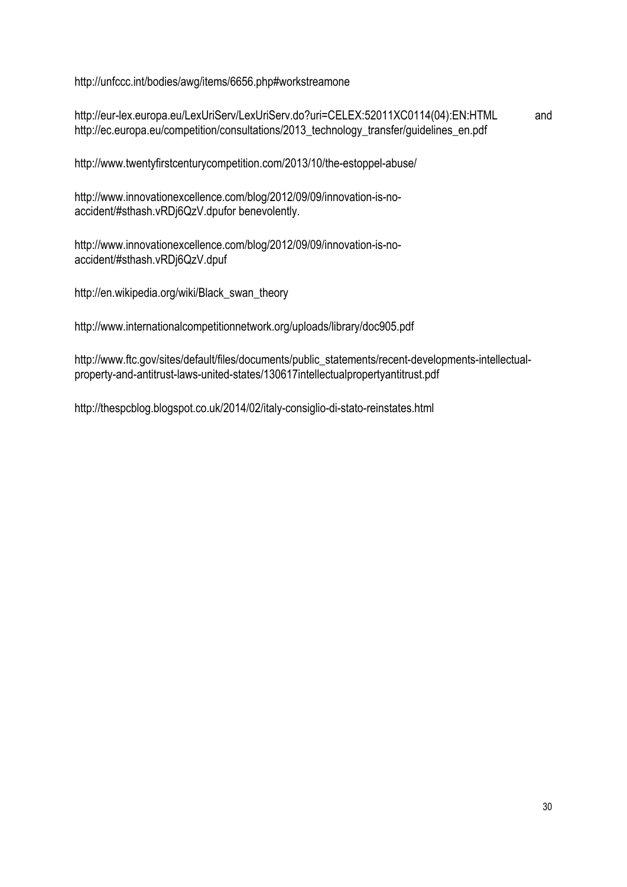http://unfccc.int/bodies/awg/items/6656.php#workstreamone

http://eur-lex.europa.eu/LexUriServ/LexUriServ.do?uri=CELEX:52011XC0114(04):EN:HTML and http://ec.europa.eu/competition/consultations/2013_technology_transfer/guidelines_en.pdf

http://www.twentyfirstcenturycompetition.com/2013/10/the-estoppel-abuse/

http://www.innovationexcellence.com/blog/2012/09/09/innovation-is-no-accident/#sthash.vRDj6QzV.dpufor benevolently.

http://www.innovationexcellence.com/blog/2012/09/09/innovation-is-no-accident/#sthash.vRDj6QzV.dpuf

http://en.wikipedia.org/wiki/Black_swan_theory

http://www.internationalcompetitionnetwork.org/uploads/library/doc905.pdf

http://www.ftc.gov/sites/default/files/documents/public_statements/recent-developments-intellectual-property-and-antitrust-laws-united-states/130617intellectualpropertyantitrust.pdf

http://thespcblog.blogspot.co.uk/2014/02/italy-consiglio-di-stato-reinstates.html